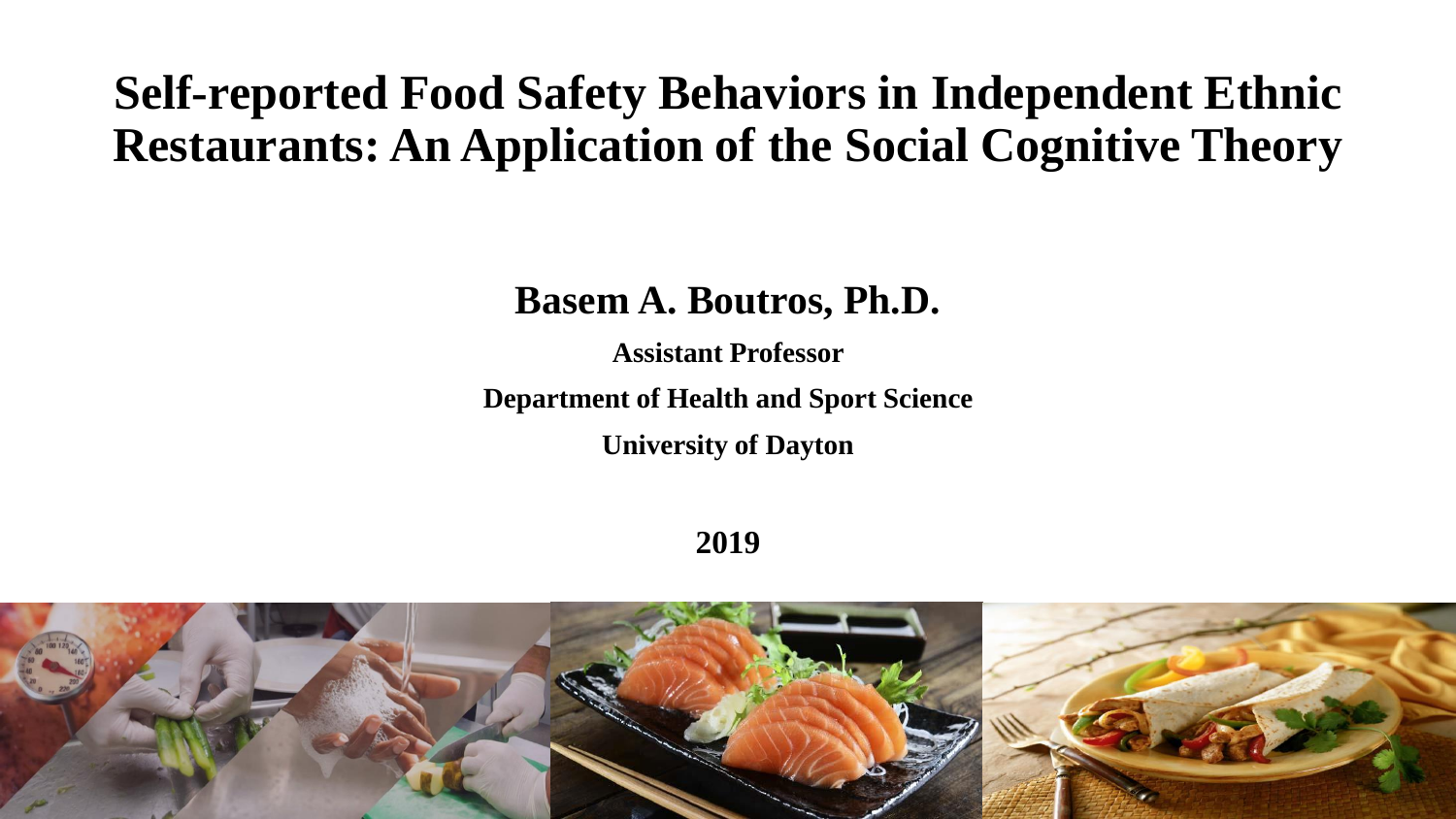# Self-reported Food Safety Behaviors in Independent Ethnic Restaurants: An Application of the Social Cognitive Theory

**Basem A. Boutros, Ph.D.**

**Assistant Professor**

**Department of Health and Sport Science**

**University of Dayton**

**2019**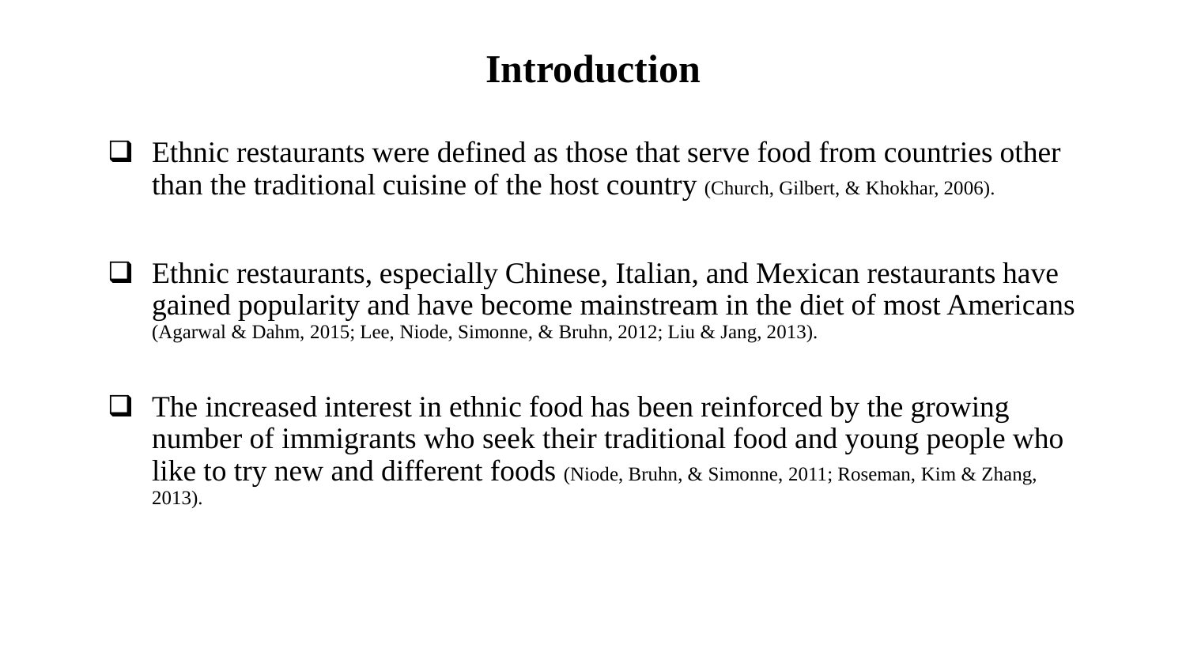# Introduction

- Ethnic restaurants were defined as those that serve food from countries other than the traditional cuisine of the host country (Church, Gilbert, & Khokhar, 2006).

- Ethnic restaurants, especially Chinese, Italian, and Mexican restaurants have gained popularity and have become mainstream in the diet of most Americans (Agarwal & Dahm, 2015; Lee, Niode, Simonne, & Bruhn, 2012; Liu & Jang, 2013).

- The increased interest in ethnic food has been reinforced by the growing number of immigrants who seek their traditional food and young people who like to try new and different foods (Niode, Bruhn, & Simonne, 2011; Roseman, Kim & Zhang, 2013).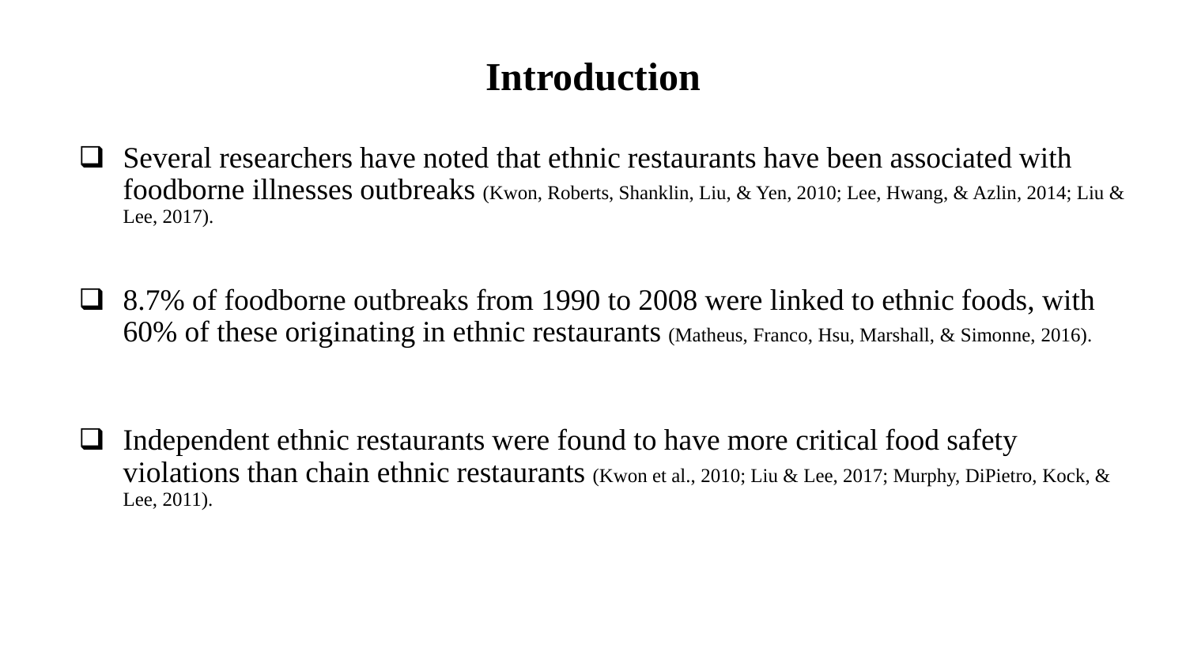# Introduction

- Several researchers have noted that ethnic restaurants have been associated with foodborne illnesses outbreaks (Kwon, Roberts, Shanklin, Liu, & Yen, 2010; Lee, Hwang, & Azlin, 2014; Liu & Lee, 2017).

- 8.7% of foodborne outbreaks from 1990 to 2008 were linked to ethnic foods, with 60% of these originating in ethnic restaurants (Matheus, Franco, Hsu, Marshall, & Simonne, 2016).

- Independent ethnic restaurants were found to have more critical food safety violations than chain ethnic restaurants (Kwon et al., 2010; Liu & Lee, 2017; Murphy, DiPietro, Kock, & Lee, 2011).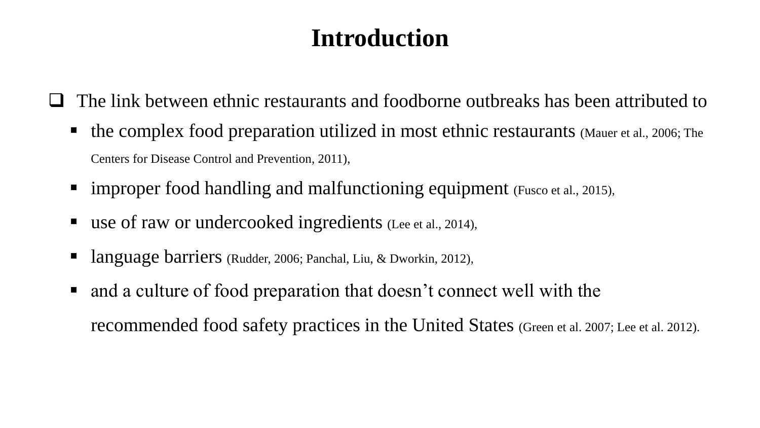# Introduction

- The link between ethnic restaurants and foodborne outbreaks has been attributed to
  - the complex food preparation utilized in most ethnic restaurants (Mauer et al., 2006; The Centers for Disease Control and Prevention, 2011),
  - improper food handling and malfunctioning equipment (Fusco et al., 2015),
  - use of raw or undercooked ingredients (Lee et al., 2014),
  - language barriers (Rudder, 2006; Panchal, Liu, & Dworkin, 2012),
  - and a culture of food preparation that doesn't connect well with the recommended food safety practices in the United States (Green et al. 2007; Lee et al. 2012).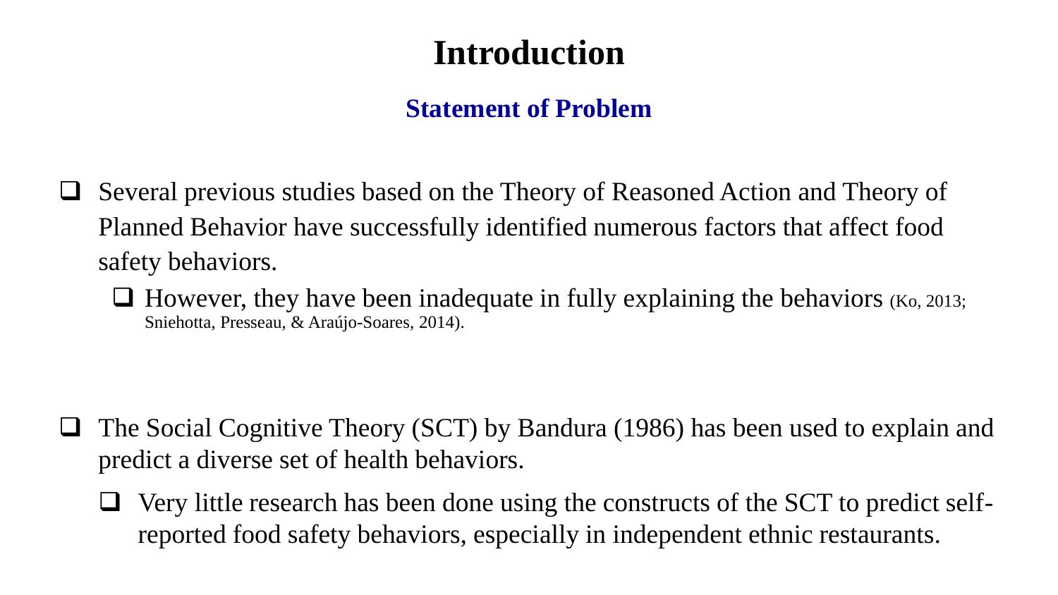# Introduction

## Statement of Problem

- Several previous studies based on the Theory of Reasoned Action and Theory of Planned Behavior have successfully identified numerous factors that affect food safety behaviors.
  - However, they have been inadequate in fully explaining the behaviors (Ko, 2013; Sniehotta, Presseau, & Araújo-Soares, 2014).

- The Social Cognitive Theory (SCT) by Bandura (1986) has been used to explain and predict a diverse set of health behaviors.
  - Very little research has been done using the constructs of the SCT to predict self-reported food safety behaviors, especially in independent ethnic restaurants.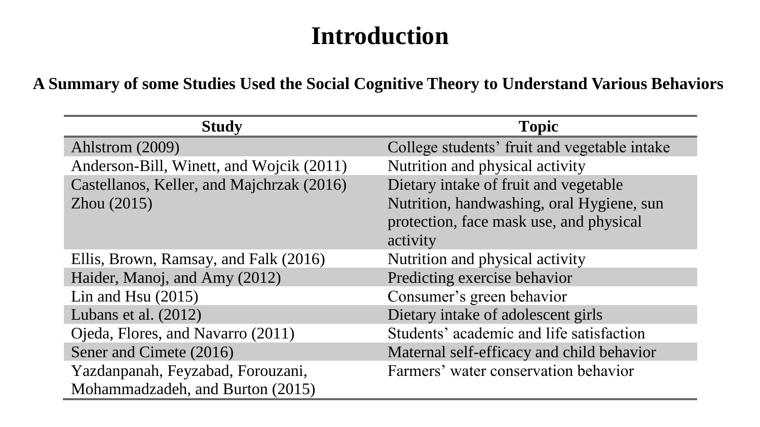# Introduction

**A Summary of some Studies Used the Social Cognitive Theory to Understand Various Behaviors**

| Study | Topic |
|---|---|
| Ahlstrom (2009) | College students' fruit and vegetable intake |
| Anderson-Bill, Winett, and Wojcik (2011) | Nutrition and physical activity |
| Castellanos, Keller, and Majchrzak (2016) | Dietary intake of fruit and vegetable |
| Zhou (2015) | Nutrition, handwashing, oral Hygiene, sun protection, face mask use, and physical activity |
| Ellis, Brown, Ramsay, and Falk (2016) | Nutrition and physical activity |
| Haider, Manoj, and Amy (2012) | Predicting exercise behavior |
| Lin and Hsu (2015) | Consumer's green behavior |
| Lubans et al. (2012) | Dietary intake of adolescent girls |
| Ojeda, Flores, and Navarro (2011) | Students' academic and life satisfaction |
| Sener and Cimete (2016) | Maternal self-efficacy and child behavior |
| Yazdanpanah, Feyzabad, Forouzani, Mohammadzadeh, and Burton (2015) | Farmers' water conservation behavior |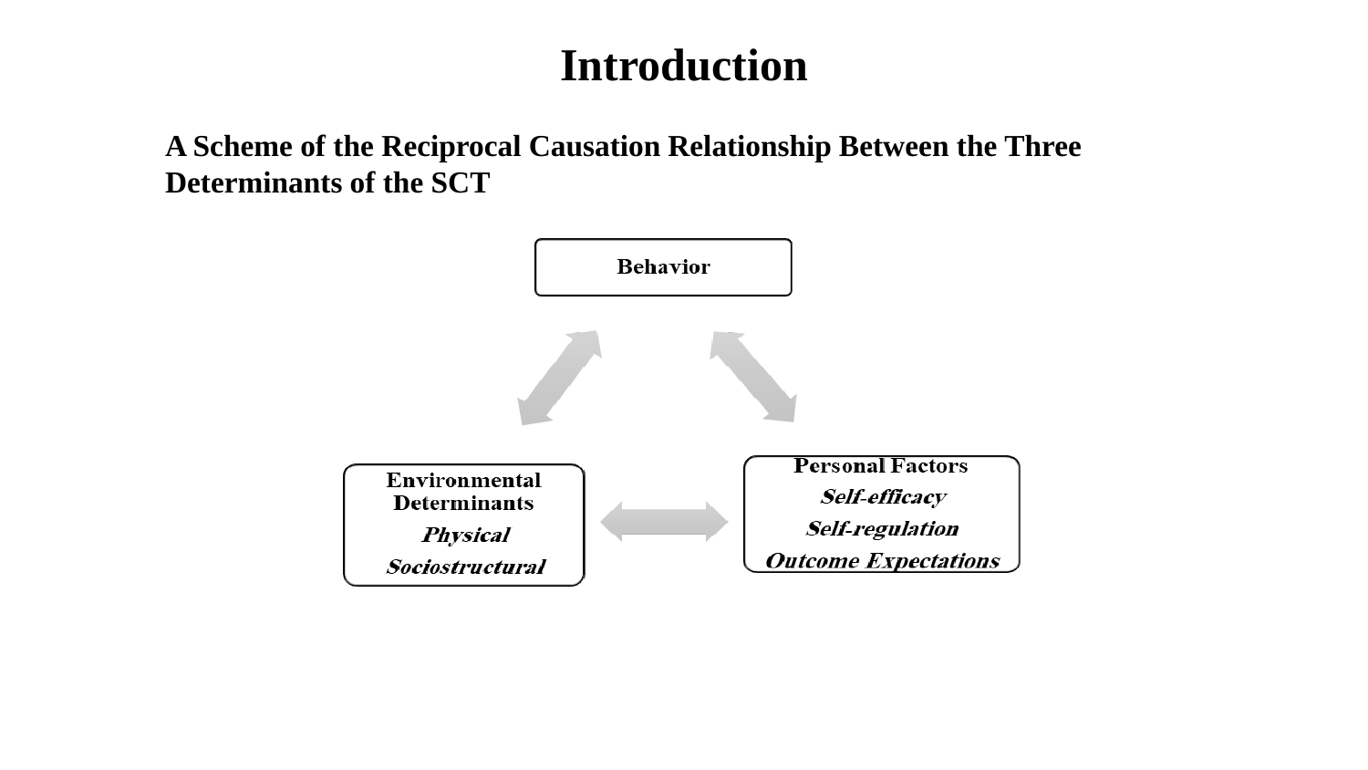# Introduction

**A Scheme of the Reciprocal Causation Relationship Between the Three Determinants of the SCT**

**Behavior**

**Environmental Determinants**

***Physical***

***Sociostructural***

**Personal Factors**

***Self-efficacy***

***Self-regulation***

***Outcome Expectations***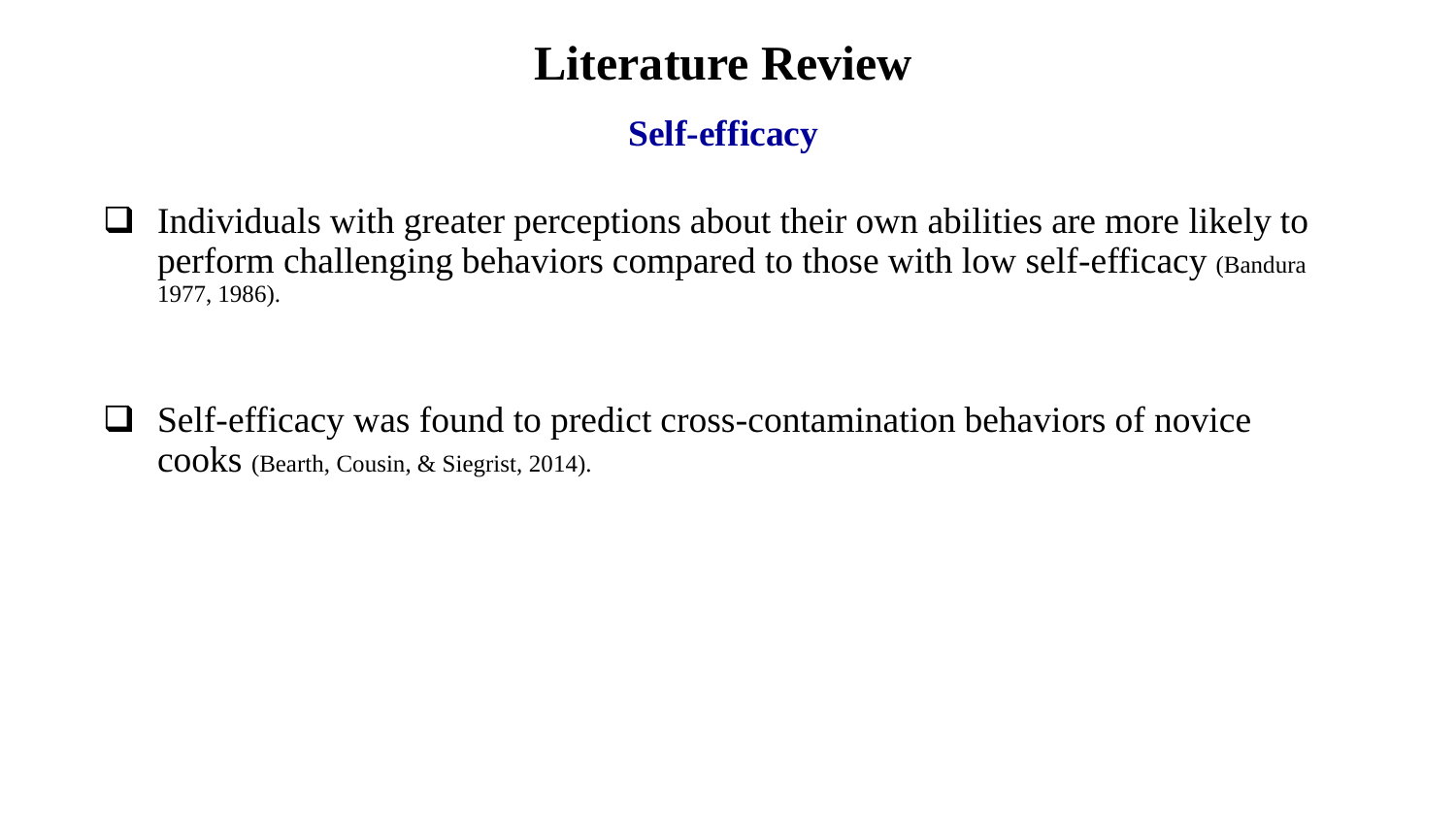# Literature Review

## Self-efficacy

- Individuals with greater perceptions about their own abilities are more likely to perform challenging behaviors compared to those with low self-efficacy (Bandura 1977, 1986).

- Self-efficacy was found to predict cross-contamination behaviors of novice cooks (Bearth, Cousin, & Siegrist, 2014).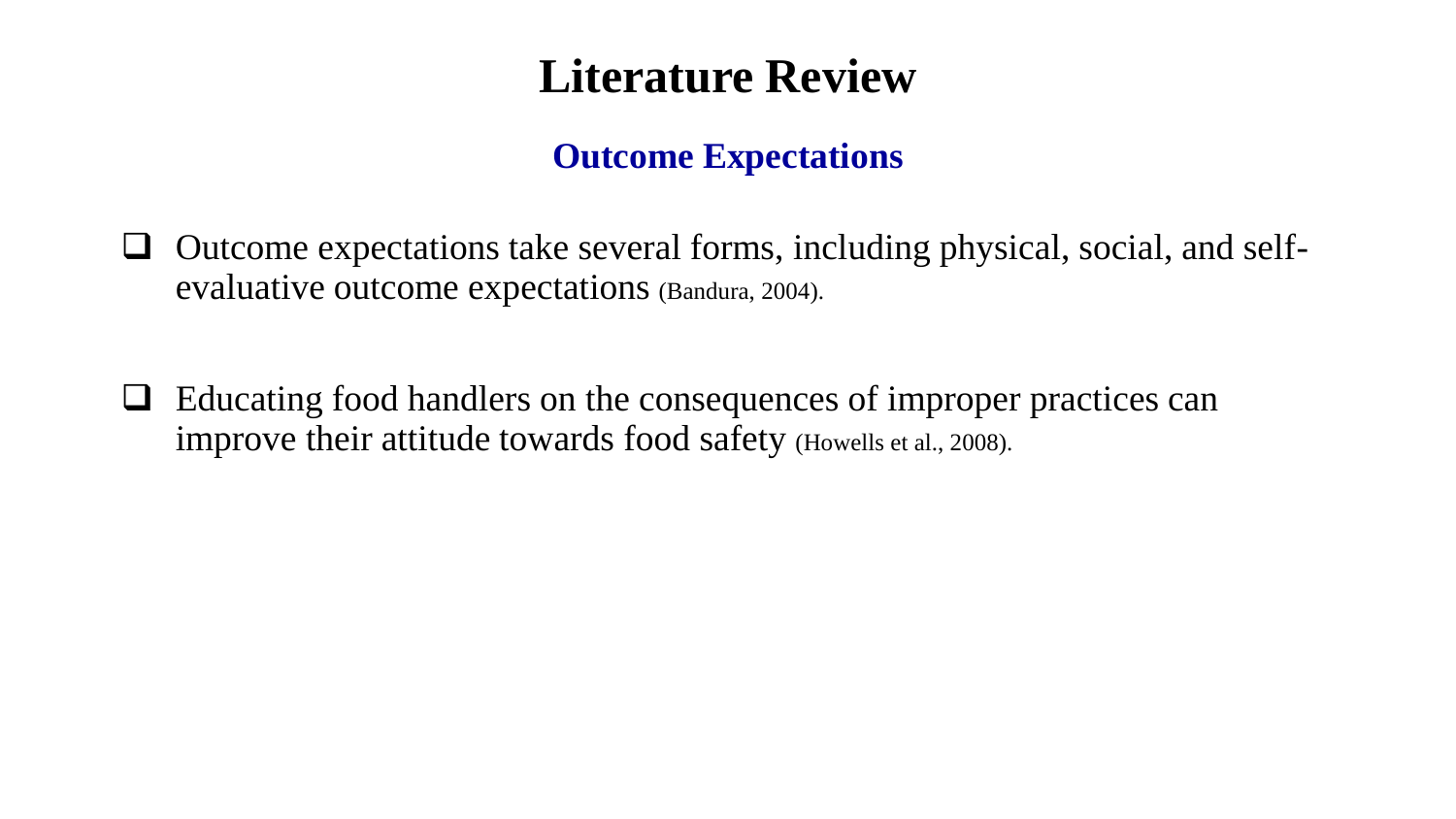# Literature Review

## Outcome Expectations

- Outcome expectations take several forms, including physical, social, and self-evaluative outcome expectations (Bandura, 2004).

- Educating food handlers on the consequences of improper practices can improve their attitude towards food safety (Howells et al., 2008).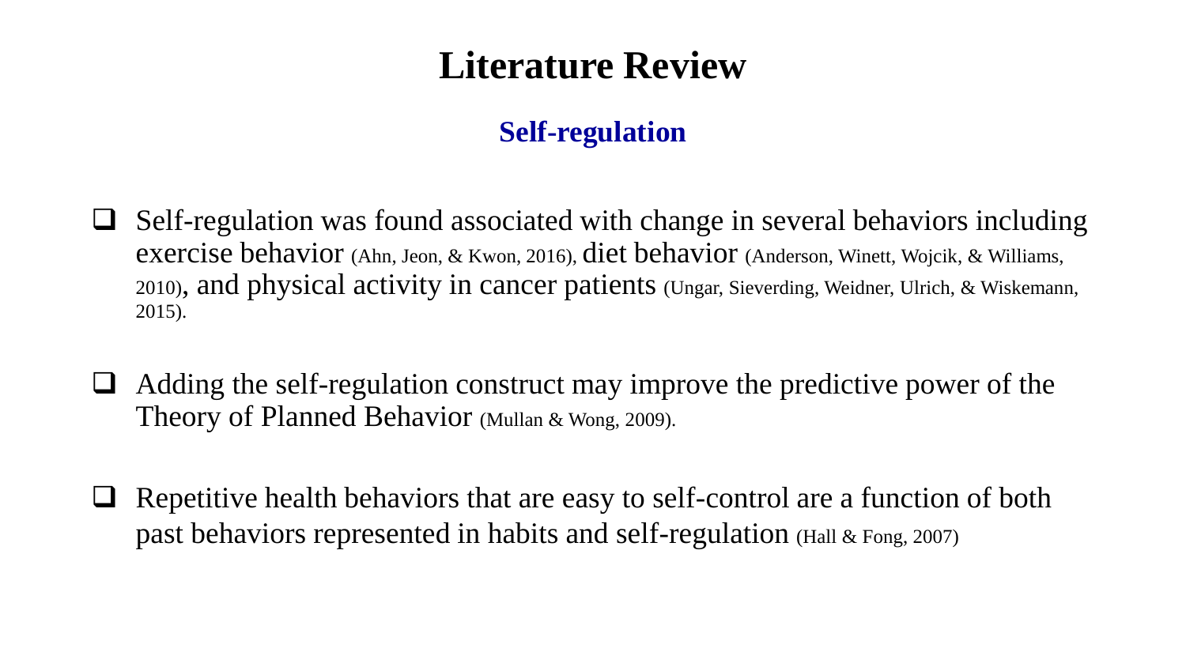# Literature Review

## Self-regulation

- Self-regulation was found associated with change in several behaviors including exercise behavior (Ahn, Jeon, & Kwon, 2016), diet behavior (Anderson, Winett, Wojcik, & Williams, 2010), and physical activity in cancer patients (Ungar, Sieverding, Weidner, Ulrich, & Wiskemann, 2015).

- Adding the self-regulation construct may improve the predictive power of the Theory of Planned Behavior (Mullan & Wong, 2009).

- Repetitive health behaviors that are easy to self-control are a function of both past behaviors represented in habits and self-regulation (Hall & Fong, 2007)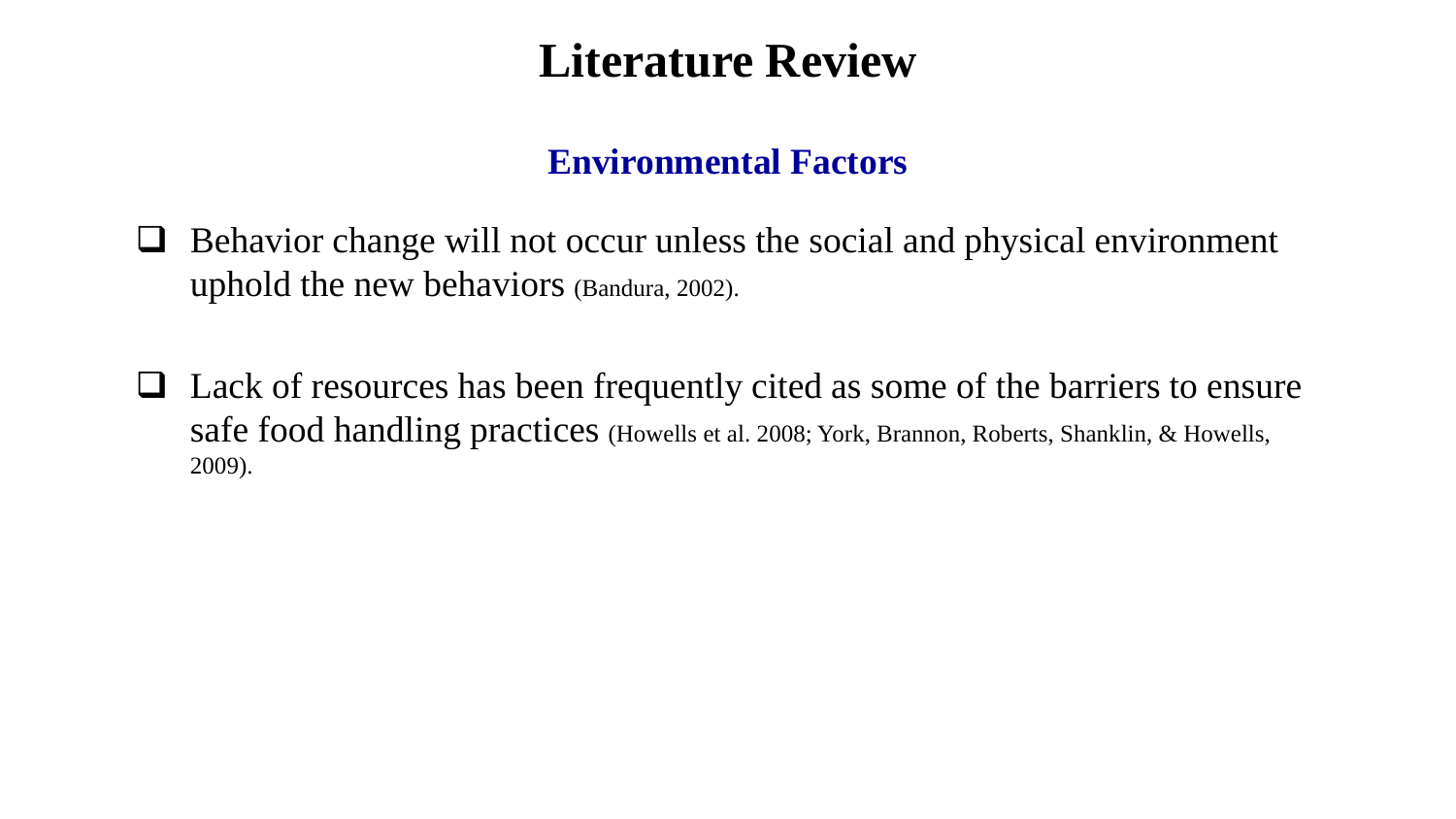# Literature Review

## Environmental Factors

- Behavior change will not occur unless the social and physical environment uphold the new behaviors (Bandura, 2002).

- Lack of resources has been frequently cited as some of the barriers to ensure safe food handling practices (Howells et al. 2008; York, Brannon, Roberts, Shanklin, & Howells, 2009).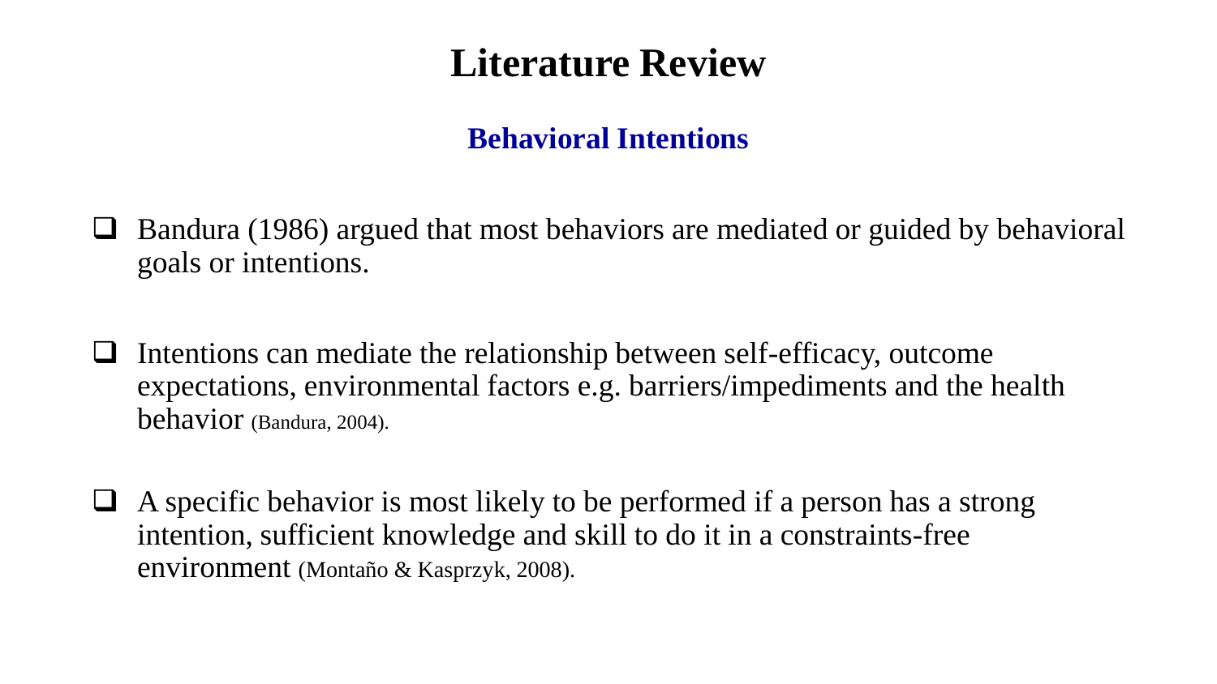# Literature Review

## Behavioral Intentions

- Bandura (1986) argued that most behaviors are mediated or guided by behavioral goals or intentions.

- Intentions can mediate the relationship between self-efficacy, outcome expectations, environmental factors e.g. barriers/impediments and the health behavior (Bandura, 2004).

- A specific behavior is most likely to be performed if a person has a strong intention, sufficient knowledge and skill to do it in a constraints-free environment (Montaño & Kasprzyk, 2008).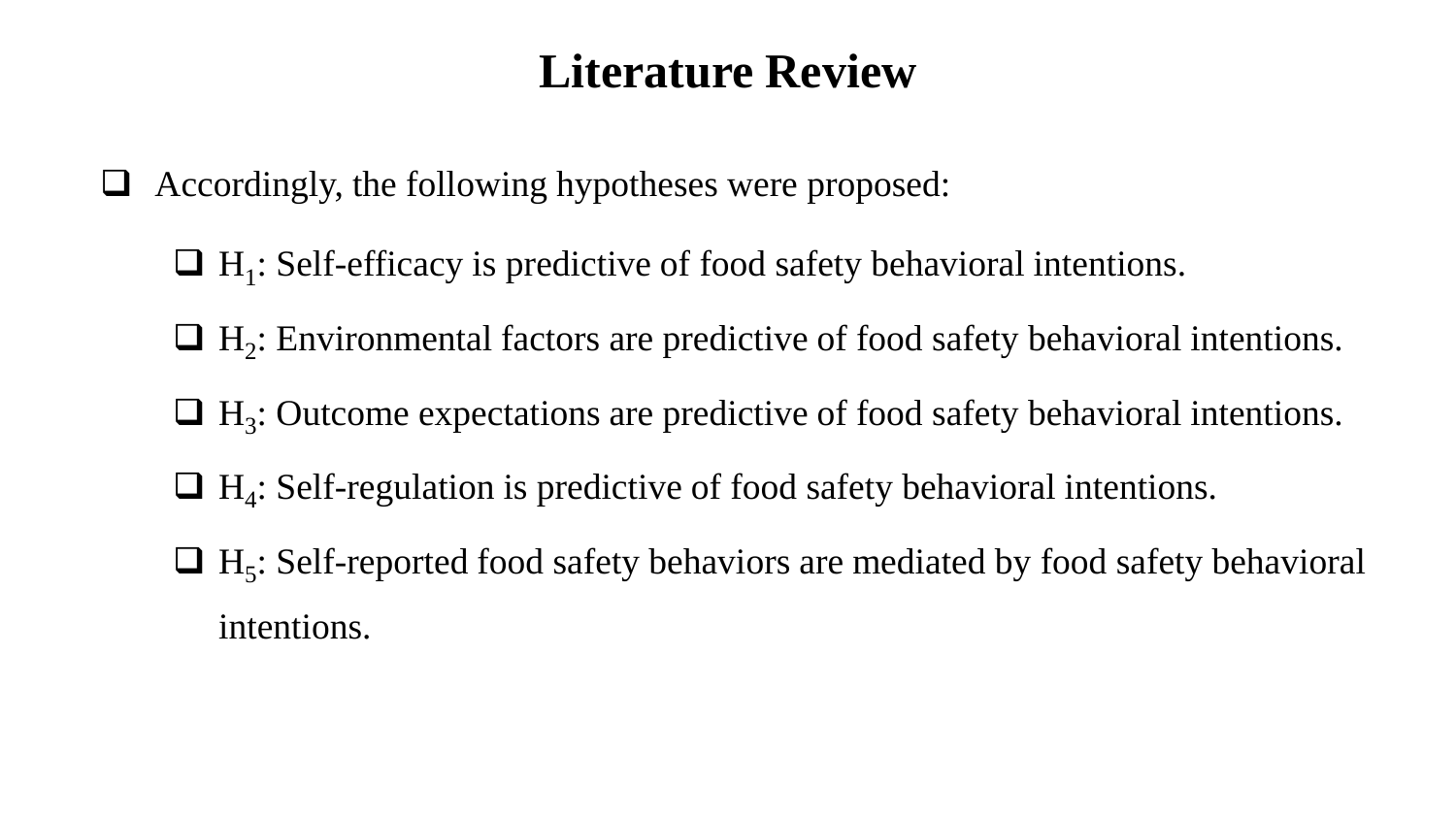# Literature Review

- Accordingly, the following hypotheses were proposed:
  - $H_1$: Self-efficacy is predictive of food safety behavioral intentions.
  - $H_2$: Environmental factors are predictive of food safety behavioral intentions.
  - $H_3$: Outcome expectations are predictive of food safety behavioral intentions.
  - $H_4$: Self-regulation is predictive of food safety behavioral intentions.
  - $H_5$: Self-reported food safety behaviors are mediated by food safety behavioral intentions.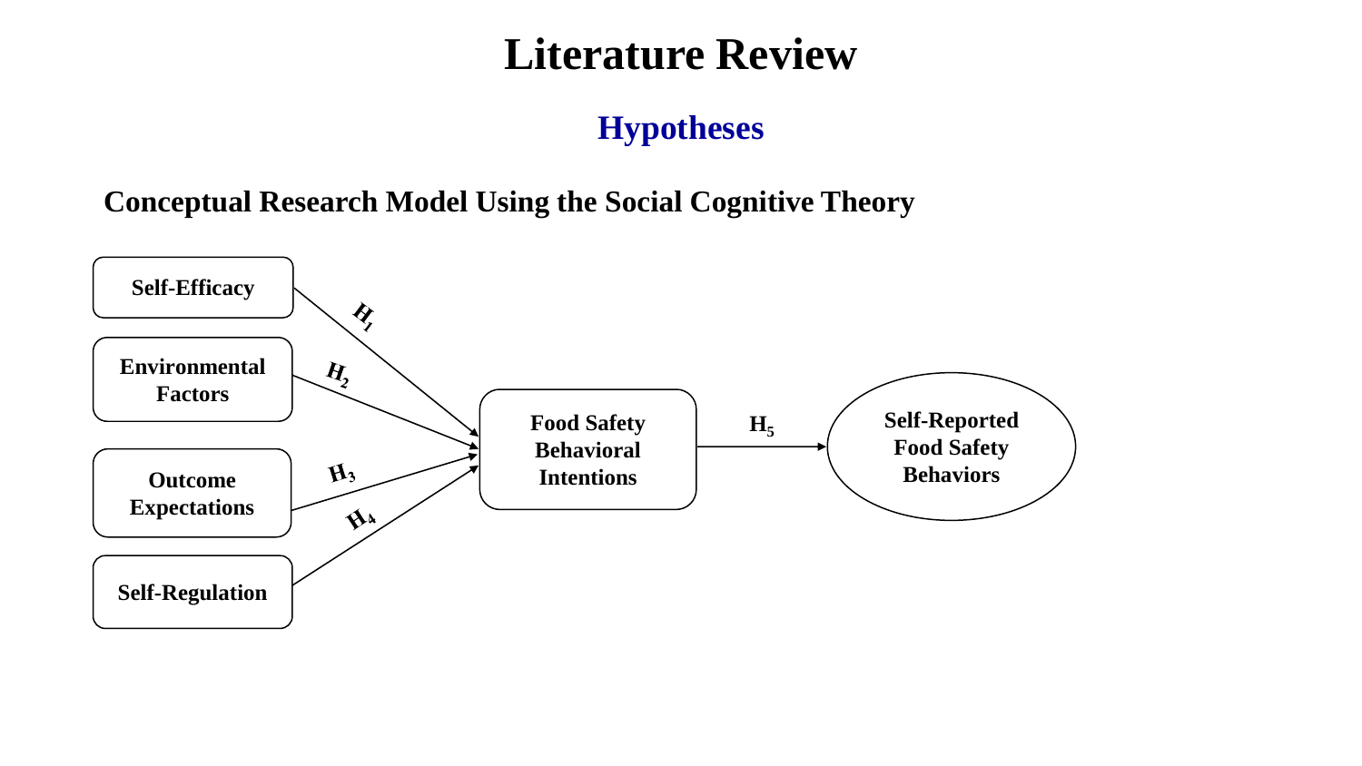# Literature Review

## Hypotheses

### Conceptual Research Model Using the Social Cognitive Theory

Self-Efficacy → ($H_1$) → Food Safety Behavioral Intentions

Environmental Factors → ($H_2$) → Food Safety Behavioral Intentions

Outcome Expectations → ($H_3$) → Food Safety Behavioral Intentions

Self-Regulation → ($H_4$) → Food Safety Behavioral Intentions

Food Safety Behavioral Intentions → ($H_5$) → Self-Reported Food Safety Behaviors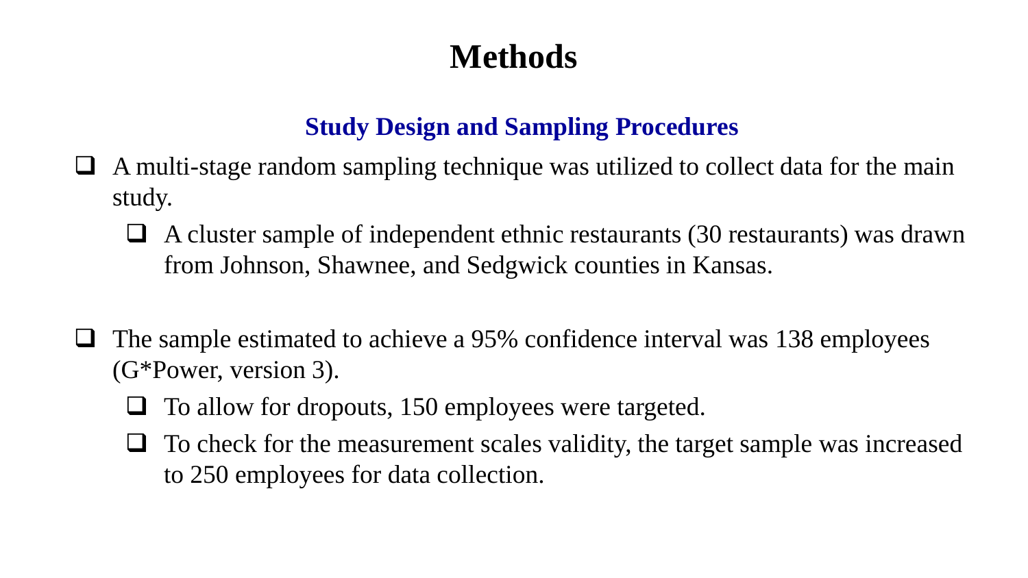# Methods

## Study Design and Sampling Procedures

- A multi-stage random sampling technique was utilized to collect data for the main study.
  - A cluster sample of independent ethnic restaurants (30 restaurants) was drawn from Johnson, Shawnee, and Sedgwick counties in Kansas.

- The sample estimated to achieve a 95% confidence interval was 138 employees (G*Power, version 3).
  - To allow for dropouts, 150 employees were targeted.
  - To check for the measurement scales validity, the target sample was increased to 250 employees for data collection.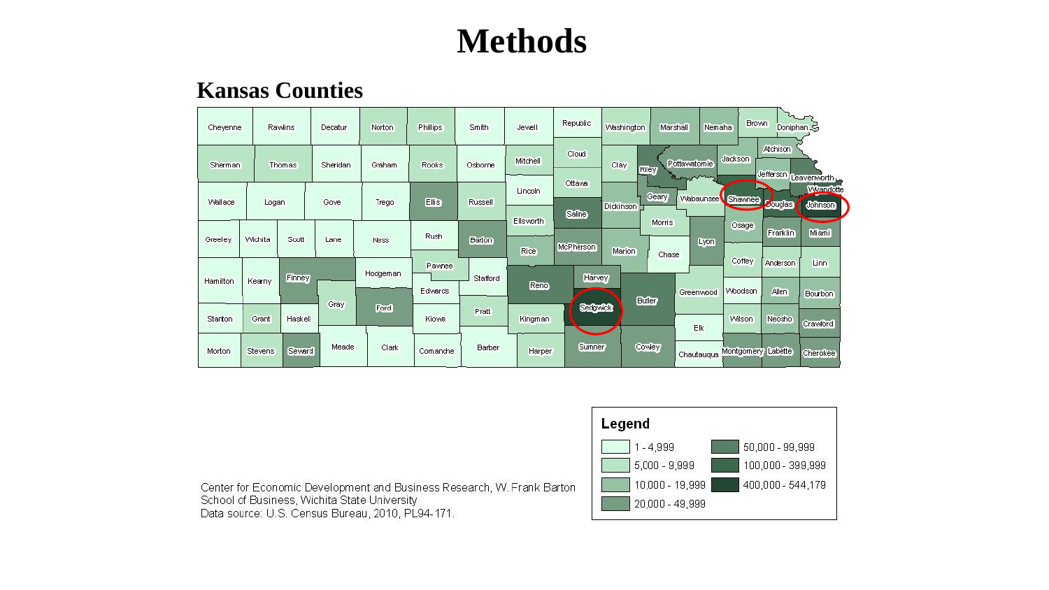# Methods

## Kansas Counties

Cheyenne, Rawlins, Decatur, Norton, Phillips, Smith, Jewell, Republic, Washington, Marshall, Nemaha, Brown, Doniphan, Sherman, Thomas, Sheridan, Graham, Rooks, Osborne, Mitchell, Cloud, Clay, Riley, Pottawatomie, Jackson, Atchison, Jefferson, Leavenworth, Wyandotte, Wallace, Logan, Gove, Trego, Ellis, Russell, Lincoln, Ottawa, Dickinson, Geary, Wabaunsee, Shawnee, Douglas, Johnson, Saline, Ellsworth, Morris, Osage, Franklin, Miami, Greeley, Wichita, Scott, Lane, Ness, Rush, Barton, Rice, McPherson, Marion, Chase, Lyon, Coffey, Anderson, Linn, Hamilton, Kearny, Finney, Hodgeman, Pawnee, Stafford, Edwards, Reno, Harvey, Butler, Greenwood, Woodson, Allen, Bourbon, Gray, Ford, Kiowa, Pratt, Kingman, Sedgwick, Elk, Wilson, Neosho, Crawford, Stanton, Grant, Haskell, Morton, Stevens, Seward, Meade, Clark, Comanche, Barber, Harper, Sumner, Cowley, Chautauqua, Montgomery, Labette, Cherokee

**Legend**

- 1 - 4,999
- 5,000 - 9,999
- 10,000 - 19,999
- 20,000 - 49,999
- 50,000 - 99,999
- 100,000 - 399,999
- 400,000 - 544,179

Center for Economic Development and Business Research, W. Frank Barton School of Business, Wichita State University
Data source: U.S. Census Bureau, 2010, PL94-171.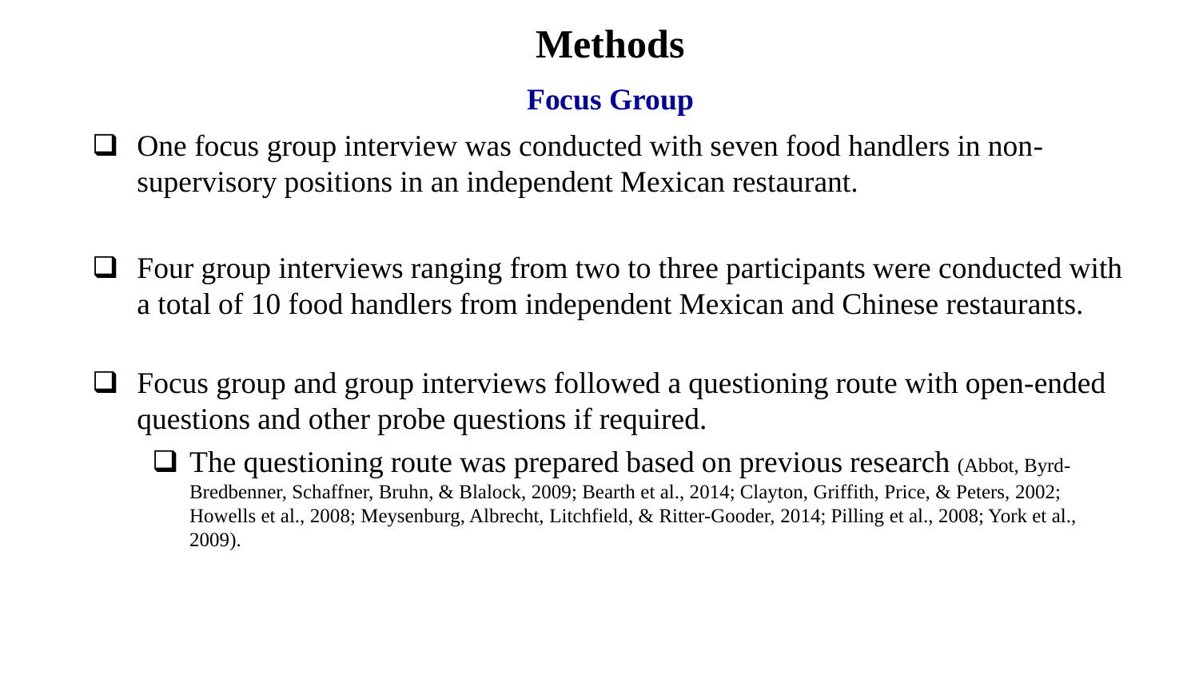# Methods

## Focus Group

- One focus group interview was conducted with seven food handlers in non-supervisory positions in an independent Mexican restaurant.

- Four group interviews ranging from two to three participants were conducted with a total of 10 food handlers from independent Mexican and Chinese restaurants.

- Focus group and group interviews followed a questioning route with open-ended questions and other probe questions if required.
  - The questioning route was prepared based on previous research (Abbot, Byrd-Bredbenner, Schaffner, Bruhn, & Blalock, 2009; Bearth et al., 2014; Clayton, Griffith, Price, & Peters, 2002; Howells et al., 2008; Meysenburg, Albrecht, Litchfield, & Ritter-Gooder, 2014; Pilling et al., 2008; York et al., 2009).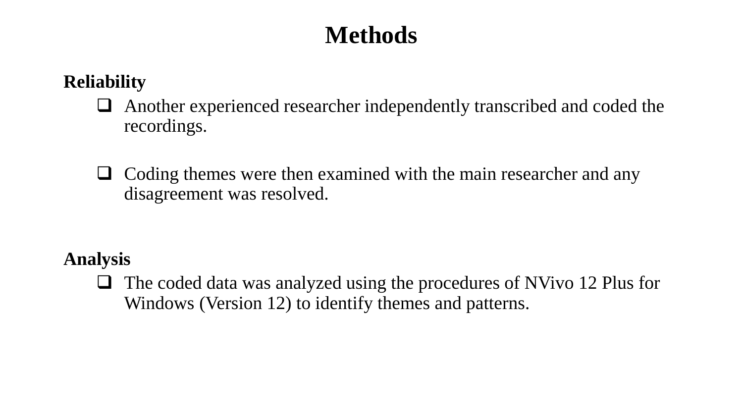# Methods

**Reliability**

- Another experienced researcher independently transcribed and coded the recordings.

- Coding themes were then examined with the main researcher and any disagreement was resolved.

**Analysis**

- The coded data was analyzed using the procedures of NVivo 12 Plus for Windows (Version 12) to identify themes and patterns.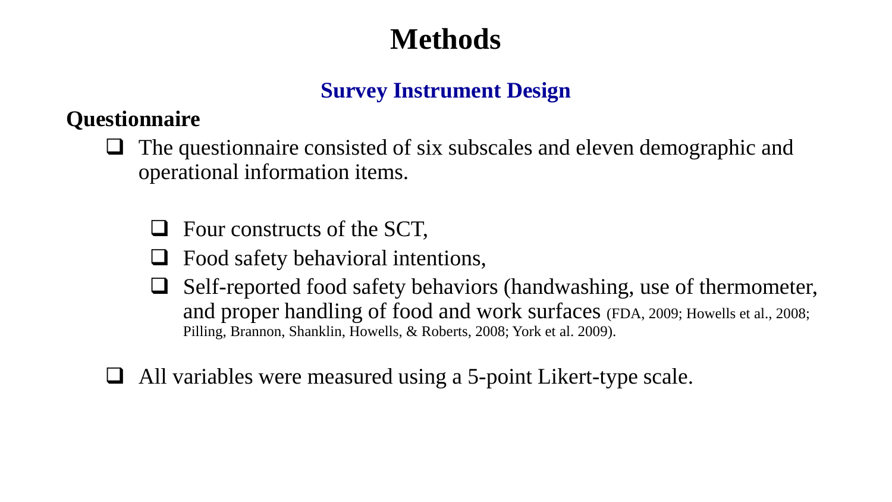# Methods

## Survey Instrument Design

**Questionnaire**

- The questionnaire consisted of six subscales and eleven demographic and operational information items.
  - Four constructs of the SCT,
  - Food safety behavioral intentions,
  - Self-reported food safety behaviors (handwashing, use of thermometer, and proper handling of food and work surfaces (FDA, 2009; Howells et al., 2008; Pilling, Brannon, Shanklin, Howells, & Roberts, 2008; York et al. 2009).
- All variables were measured using a 5-point Likert-type scale.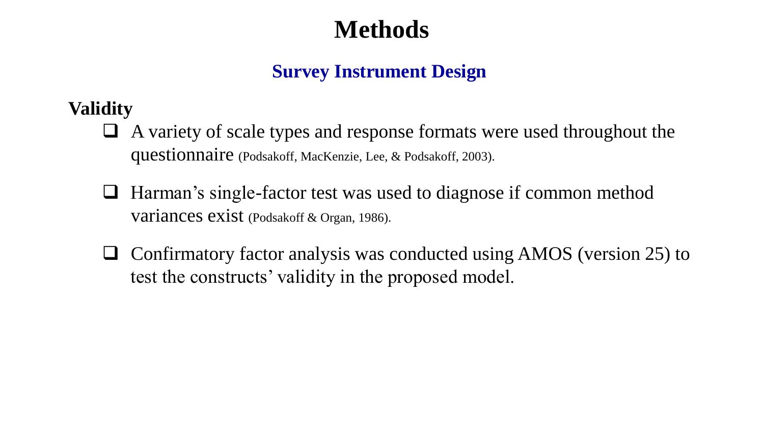# Methods

## Survey Instrument Design

**Validity**

- A variety of scale types and response formats were used throughout the questionnaire (Podsakoff, MacKenzie, Lee, & Podsakoff, 2003).
- Harman's single-factor test was used to diagnose if common method variances exist (Podsakoff & Organ, 1986).
- Confirmatory factor analysis was conducted using AMOS (version 25) to test the constructs' validity in the proposed model.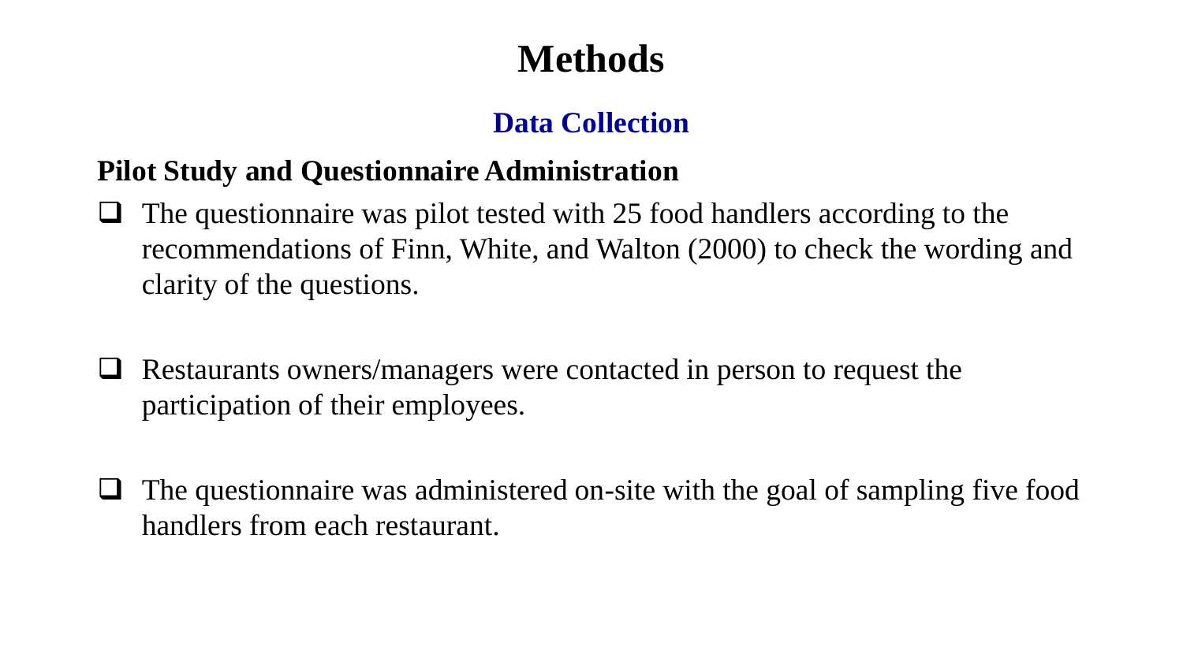# Methods

## Data Collection

**Pilot Study and Questionnaire Administration**

- The questionnaire was pilot tested with 25 food handlers according to the recommendations of Finn, White, and Walton (2000) to check the wording and clarity of the questions.

- Restaurants owners/managers were contacted in person to request the participation of their employees.

- The questionnaire was administered on-site with the goal of sampling five food handlers from each restaurant.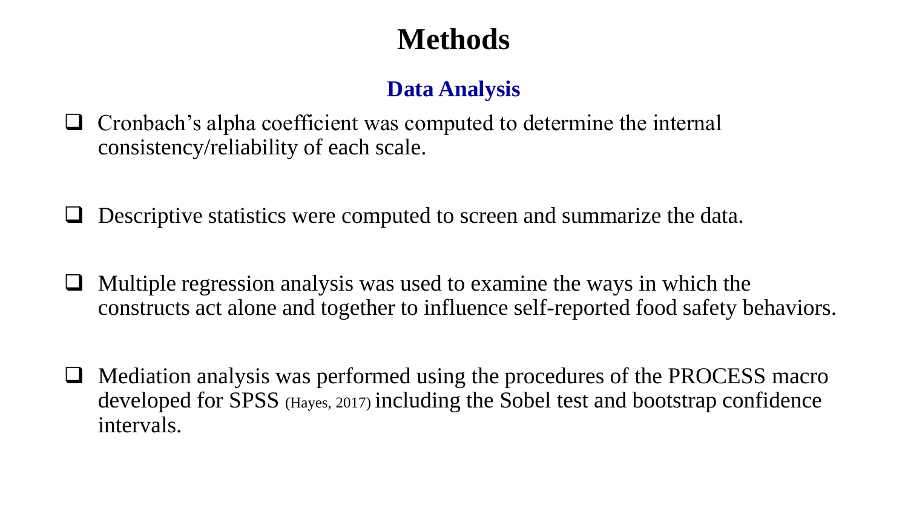# Methods

## Data Analysis

- Cronbach's alpha coefficient was computed to determine the internal consistency/reliability of each scale.

- Descriptive statistics were computed to screen and summarize the data.

- Multiple regression analysis was used to examine the ways in which the constructs act alone and together to influence self-reported food safety behaviors.

- Mediation analysis was performed using the procedures of the PROCESS macro developed for SPSS (Hayes, 2017) including the Sobel test and bootstrap confidence intervals.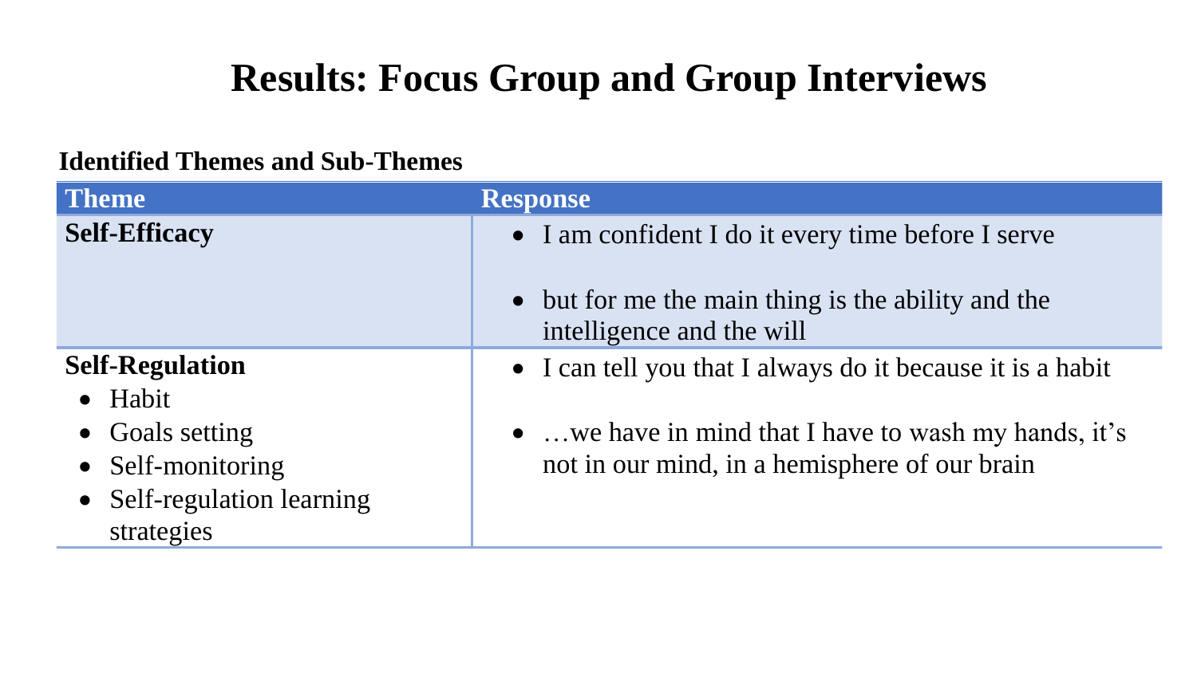# Results: Focus Group and Group Interviews

**Identified Themes and Sub-Themes**

| Theme | Response |
| --- | --- |
| **Self-Efficacy** | • I am confident I do it every time before I serve<br><br>• but for me the main thing is the ability and the intelligence and the will |
| **Self-Regulation**<br>• Habit<br>• Goals setting<br>• Self-monitoring<br>• Self-regulation learning strategies | • I can tell you that I always do it because it is a habit<br><br>• …we have in mind that I have to wash my hands, it's not in our mind, in a hemisphere of our brain |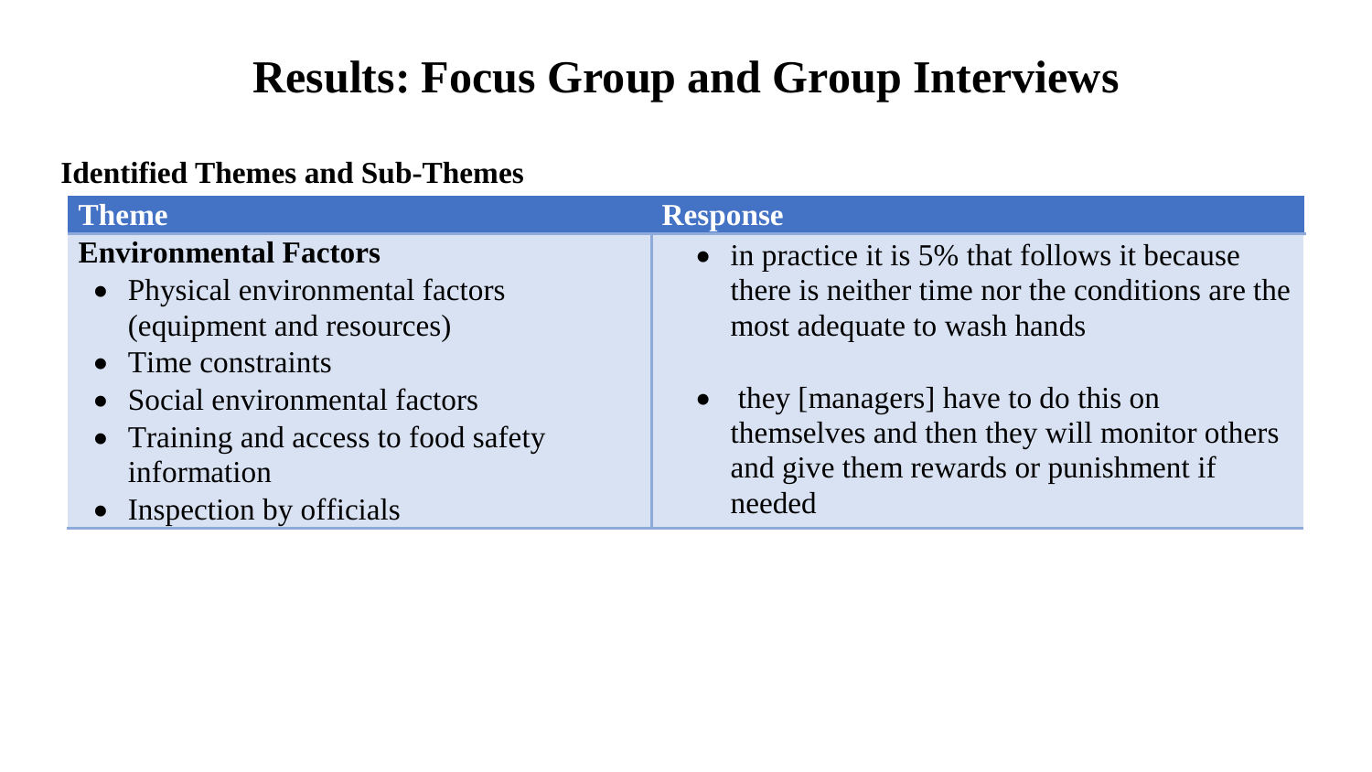# Results: Focus Group and Group Interviews

**Identified Themes and Sub-Themes**

| Theme | Response |
| --- | --- |
| **Environmental Factors**<br>• Physical environmental factors (equipment and resources)<br>• Time constraints<br>• Social environmental factors<br>• Training and access to food safety information<br>• Inspection by officials | • in practice it is 5% that follows it because there is neither time nor the conditions are the most adequate to wash hands<br><br>• they [managers] have to do this on themselves and then they will monitor others and give them rewards or punishment if needed |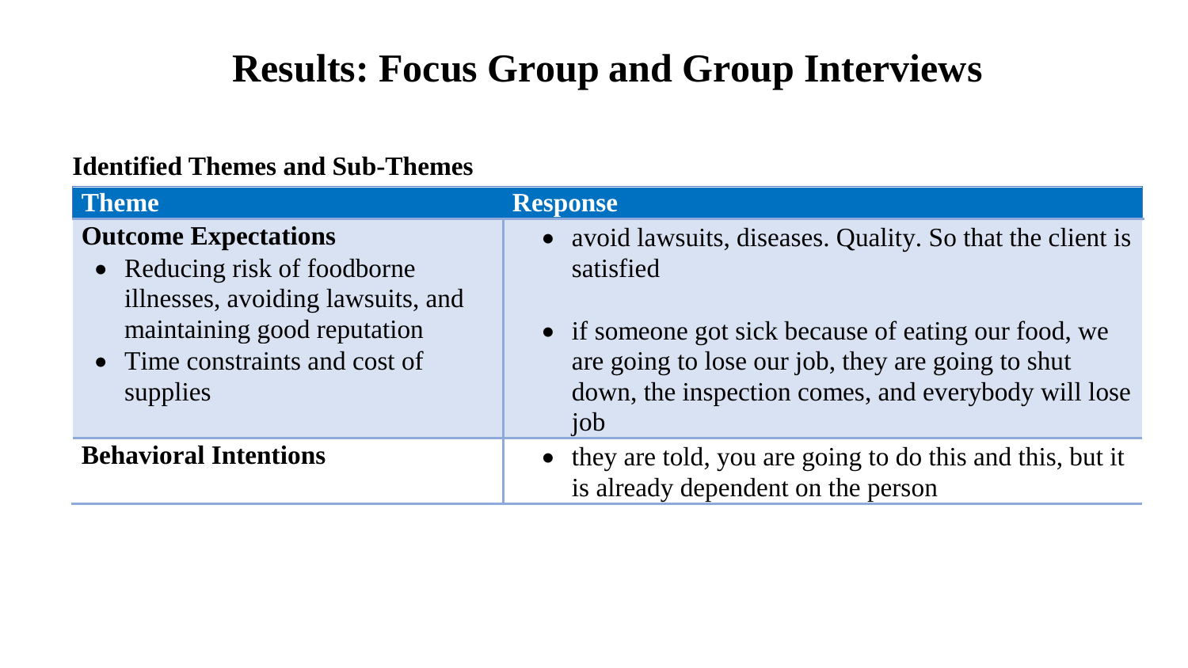# Results: Focus Group and Group Interviews

**Identified Themes and Sub-Themes**

| Theme | Response |
|---|---|
| **Outcome Expectations**<br>• Reducing risk of foodborne illnesses, avoiding lawsuits, and maintaining good reputation<br>• Time constraints and cost of supplies | • avoid lawsuits, diseases. Quality. So that the client is satisfied<br><br>• if someone got sick because of eating our food, we are going to lose our job, they are going to shut down, the inspection comes, and everybody will lose job |
| **Behavioral Intentions** | • they are told, you are going to do this and this, but it is already dependent on the person |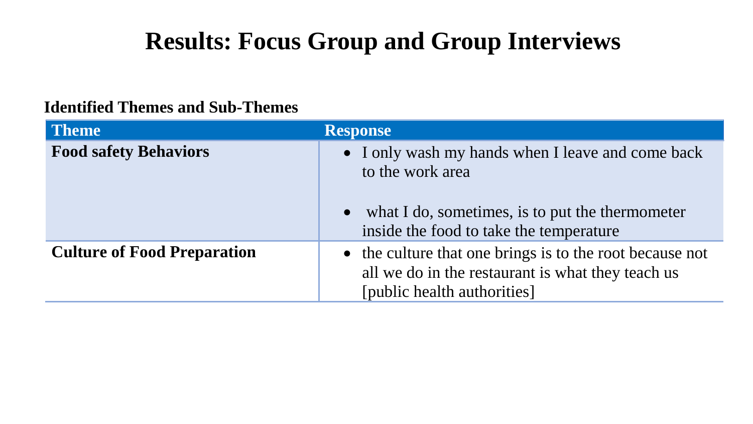# Results: Focus Group and Group Interviews

**Identified Themes and Sub-Themes**

| Theme | Response |
|---|---|
| **Food safety Behaviors** | • I only wash my hands when I leave and come back to the work area<br><br>• what I do, sometimes, is to put the thermometer inside the food to take the temperature |
| **Culture of Food Preparation** | • the culture that one brings is to the root because not all we do in the restaurant is what they teach us [public health authorities] |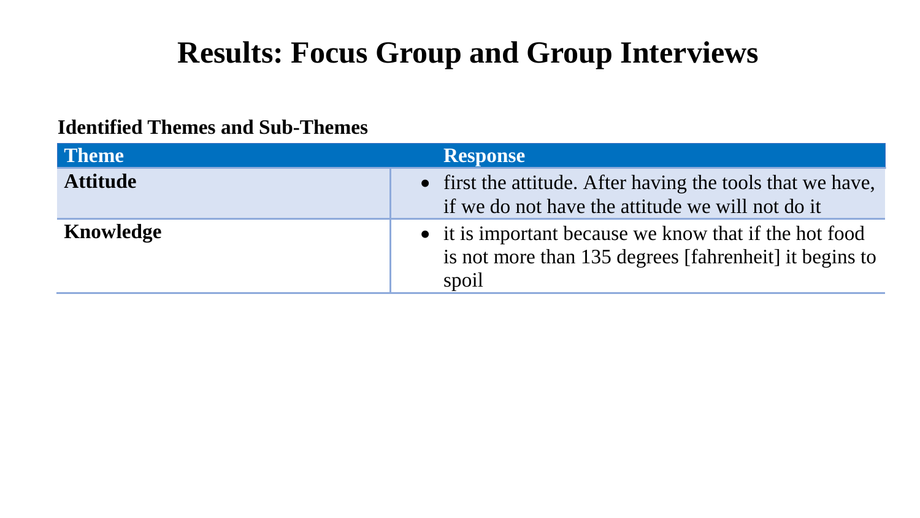# Results: Focus Group and Group Interviews

**Identified Themes and Sub-Themes**

| Theme | Response |
| --- | --- |
| **Attitude** | • first the attitude. After having the tools that we have, if we do not have the attitude we will not do it |
| **Knowledge** | • it is important because we know that if the hot food is not more than 135 degrees [fahrenheit] it begins to spoil |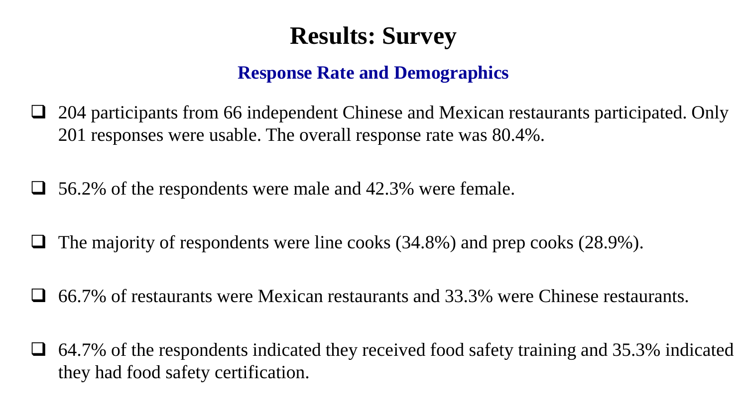# Results: Survey

## Response Rate and Demographics

- 204 participants from 66 independent Chinese and Mexican restaurants participated. Only 201 responses were usable. The overall response rate was 80.4%.

- 56.2% of the respondents were male and 42.3% were female.

- The majority of respondents were line cooks (34.8%) and prep cooks (28.9%).

- 66.7% of restaurants were Mexican restaurants and 33.3% were Chinese restaurants.

- 64.7% of the respondents indicated they received food safety training and 35.3% indicated they had food safety certification.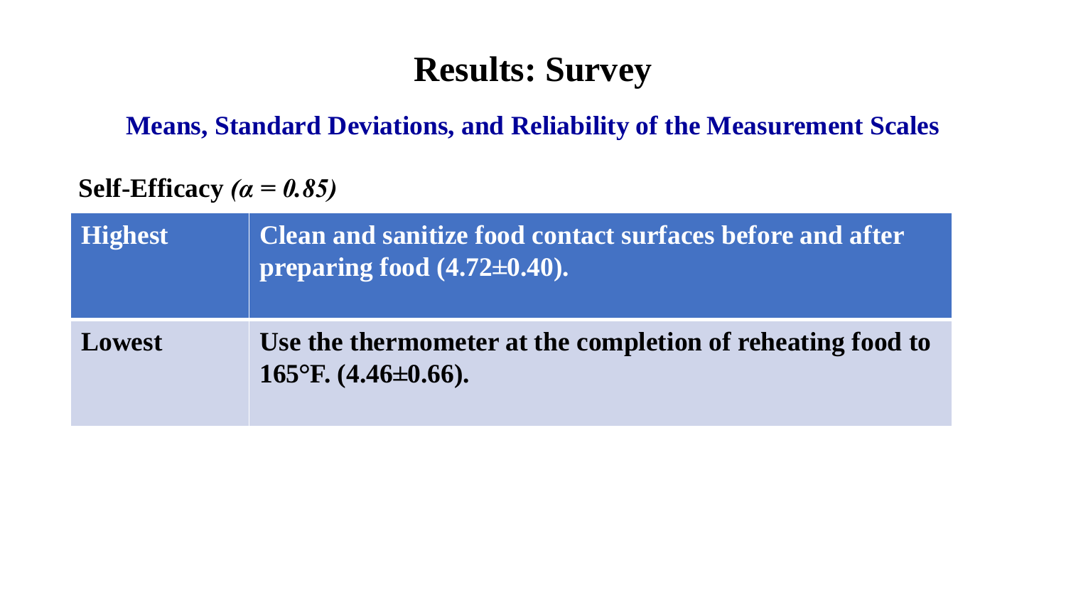# Results: Survey

## Means, Standard Deviations, and Reliability of the Measurement Scales

**Self-Efficacy** ***($\alpha = 0.85$)***

| | |
|---|---|
| **Highest** | **Clean and sanitize food contact surfaces before and after preparing food (4.72±0.40).** |
| **Lowest** | **Use the thermometer at the completion of reheating food to 165°F. (4.46±0.66).** |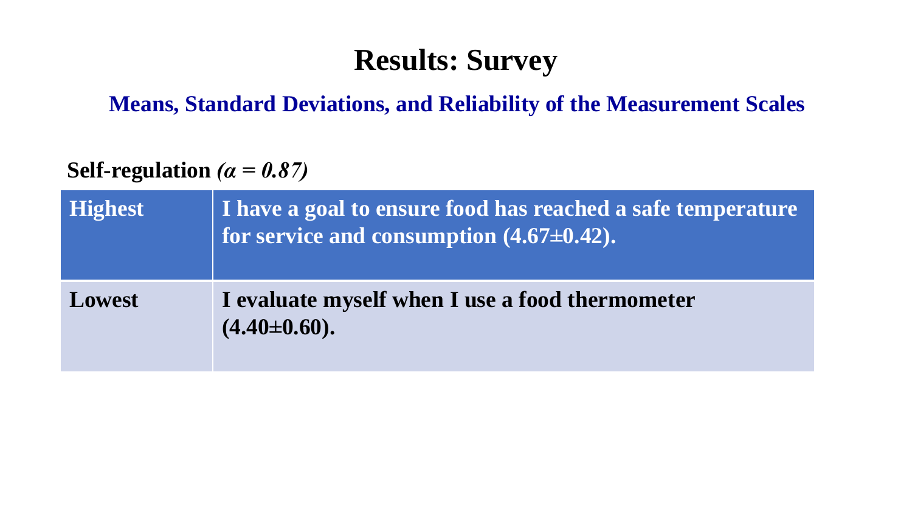# Results: Survey

## Means, Standard Deviations, and Reliability of the Measurement Scales

**Self-regulation** ***($\alpha = 0.87$)***

| | |
|---|---|
| **Highest** | **I have a goal to ensure food has reached a safe temperature for service and consumption (4.67±0.42).** |
| **Lowest** | **I evaluate myself when I use a food thermometer (4.40±0.60).** |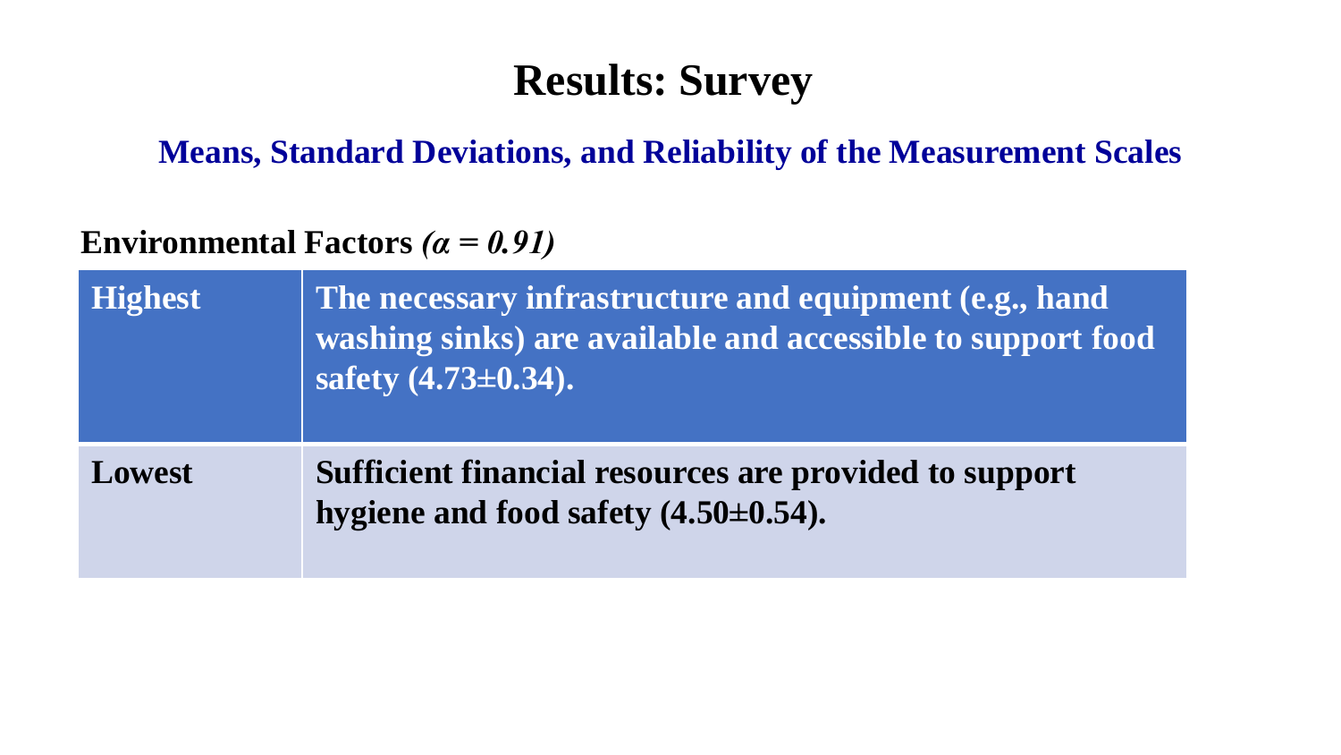# Results: Survey

## Means, Standard Deviations, and Reliability of the Measurement Scales

**Environmental Factors** ***($\alpha = 0.91$)***

| | |
|---|---|
| **Highest** | **The necessary infrastructure and equipment (e.g., hand washing sinks) are available and accessible to support food safety ($4.73 \pm 0.34$).** |
| **Lowest** | **Sufficient financial resources are provided to support hygiene and food safety ($4.50 \pm 0.54$).** |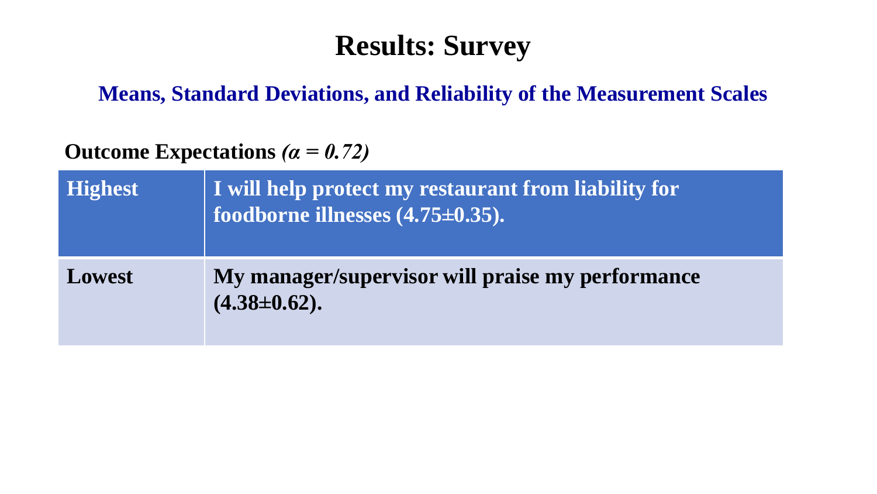# Results: Survey

## Means, Standard Deviations, and Reliability of the Measurement Scales

**Outcome Expectations** ***($\alpha = 0.72$)***

| Highest | I will help protect my restaurant from liability for foodborne illnesses (4.75±0.35). |
|---|---|
| **Lowest** | **My manager/supervisor will praise my performance (4.38±0.62).** |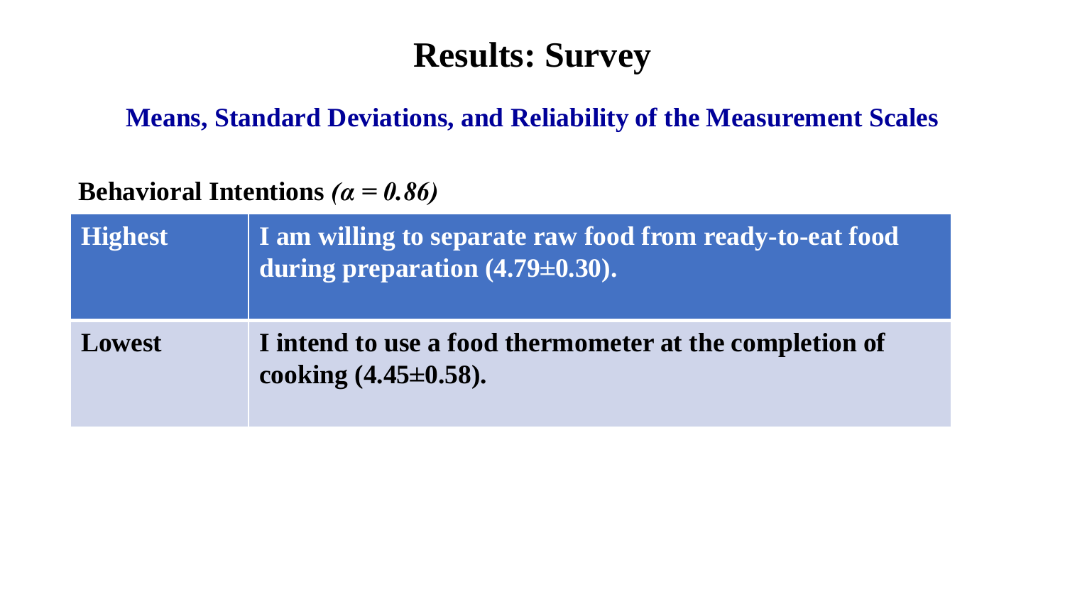# Results: Survey

## Means, Standard Deviations, and Reliability of the Measurement Scales

**Behavioral Intentions** ***($\alpha = 0.86$)***

| | |
|---|---|
| **Highest** | **I am willing to separate raw food from ready-to-eat food during preparation (4.79±0.30).** |
| **Lowest** | **I intend to use a food thermometer at the completion of cooking (4.45±0.58).** |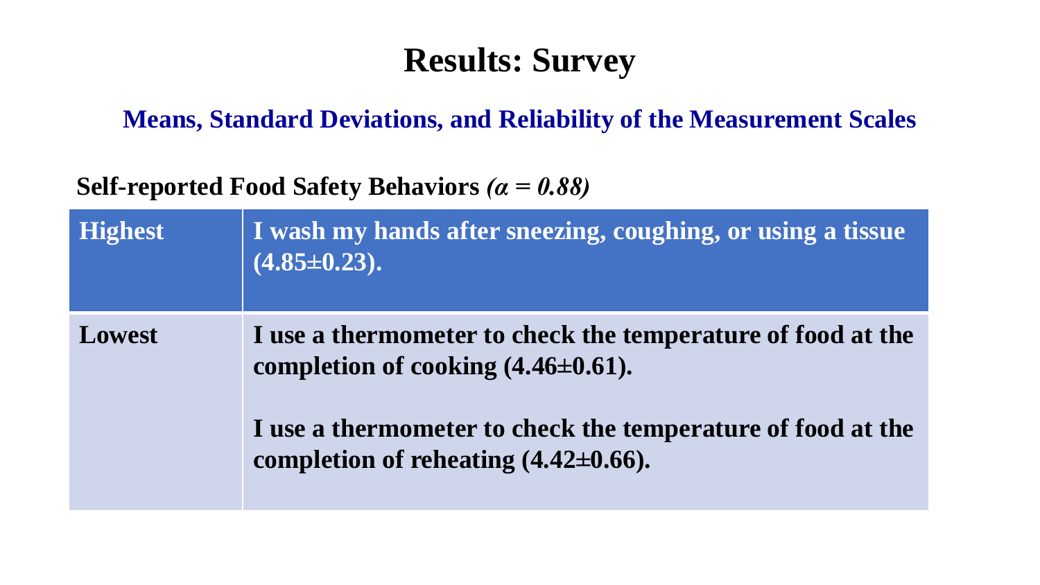# Results: Survey

## Means, Standard Deviations, and Reliability of the Measurement Scales

**Self-reported Food Safety Behaviors** ***(α = 0.88)***

| Highest | I wash my hands after sneezing, coughing, or using a tissue (4.85±0.23). |
|---|---|
| **Lowest** | **I use a thermometer to check the temperature of food at the completion of cooking (4.46±0.61).<br><br>I use a thermometer to check the temperature of food at the completion of reheating (4.42±0.66).** |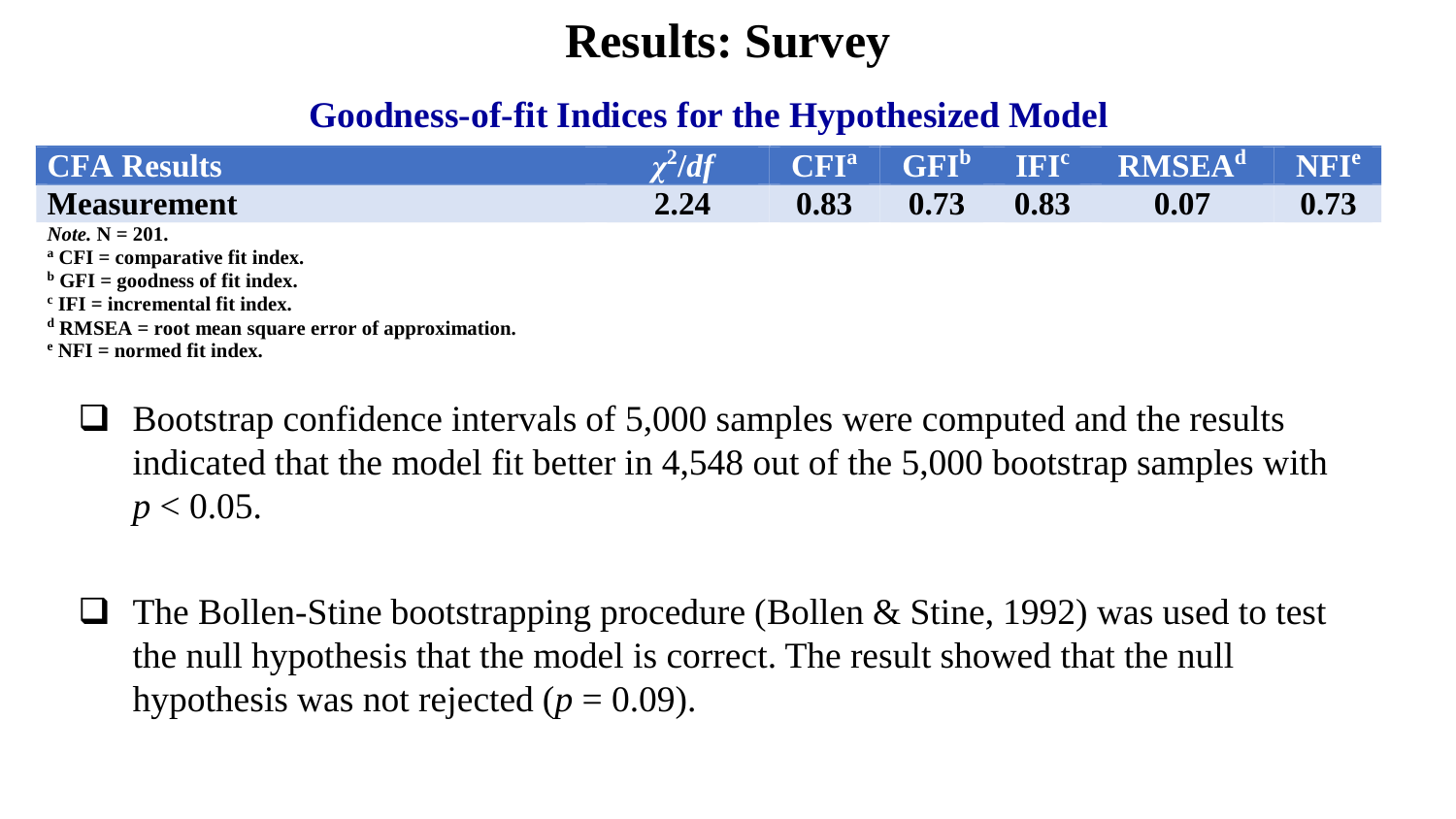# Results: Survey

## Goodness-of-fit Indices for the Hypothesized Model

| CFA Results | $\chi^2/df$ | CFI[a] | GFI[b] | IFI[c] | RMSEA[d] | NFI[e] |
|---|---|---|---|---|---|---|
| **Measurement** | **2.24** | **0.83** | **0.73** | **0.83** | **0.07** | **0.73** |

***Note.*** **N = 201.**

**[a] CFI = comparative fit index.**

**[b] GFI = goodness of fit index.**

**[c] IFI = incremental fit index.**

**[d] RMSEA = root mean square error of approximation.**

**[e] NFI = normed fit index.**

- Bootstrap confidence intervals of 5,000 samples were computed and the results indicated that the model fit better in 4,548 out of the 5,000 bootstrap samples with $p < 0.05$.

- The Bollen-Stine bootstrapping procedure (Bollen & Stine, 1992) was used to test the null hypothesis that the model is correct. The result showed that the null hypothesis was not rejected ($p = 0.09$).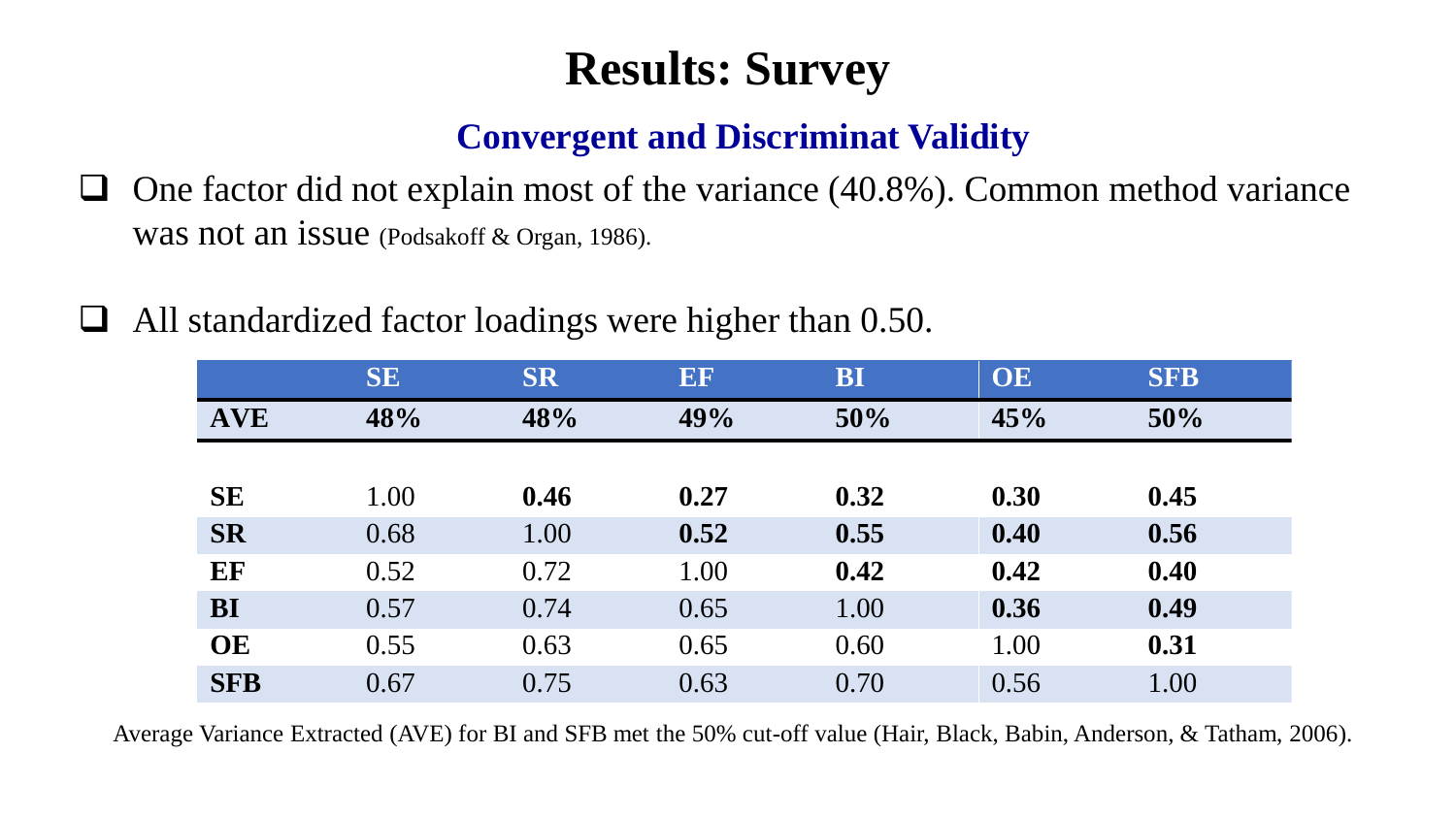# Results: Survey

## Convergent and Discriminat Validity

- One factor did not explain most of the variance (40.8%). Common method variance was not an issue (Podsakoff & Organ, 1986).
- All standardized factor loadings were higher than 0.50.

| | SE | SR | EF | BI | OE | SFB |
|---|---|---|---|---|---|---|
| **AVE** | **48%** | **48%** | **49%** | **50%** | **45%** | **50%** |
| | | | | | | |
| **SE** | 1.00 | **0.46** | **0.27** | **0.32** | **0.30** | **0.45** |
| **SR** | 0.68 | 1.00 | **0.52** | **0.55** | **0.40** | **0.56** |
| **EF** | 0.52 | 0.72 | 1.00 | **0.42** | **0.42** | **0.40** |
| **BI** | 0.57 | 0.74 | 0.65 | 1.00 | **0.36** | **0.49** |
| **OE** | 0.55 | 0.63 | 0.65 | 0.60 | 1.00 | **0.31** |
| **SFB** | 0.67 | 0.75 | 0.63 | 0.70 | 0.56 | 1.00 |

Average Variance Extracted (AVE) for BI and SFB met the 50% cut-off value (Hair, Black, Babin, Anderson, & Tatham, 2006).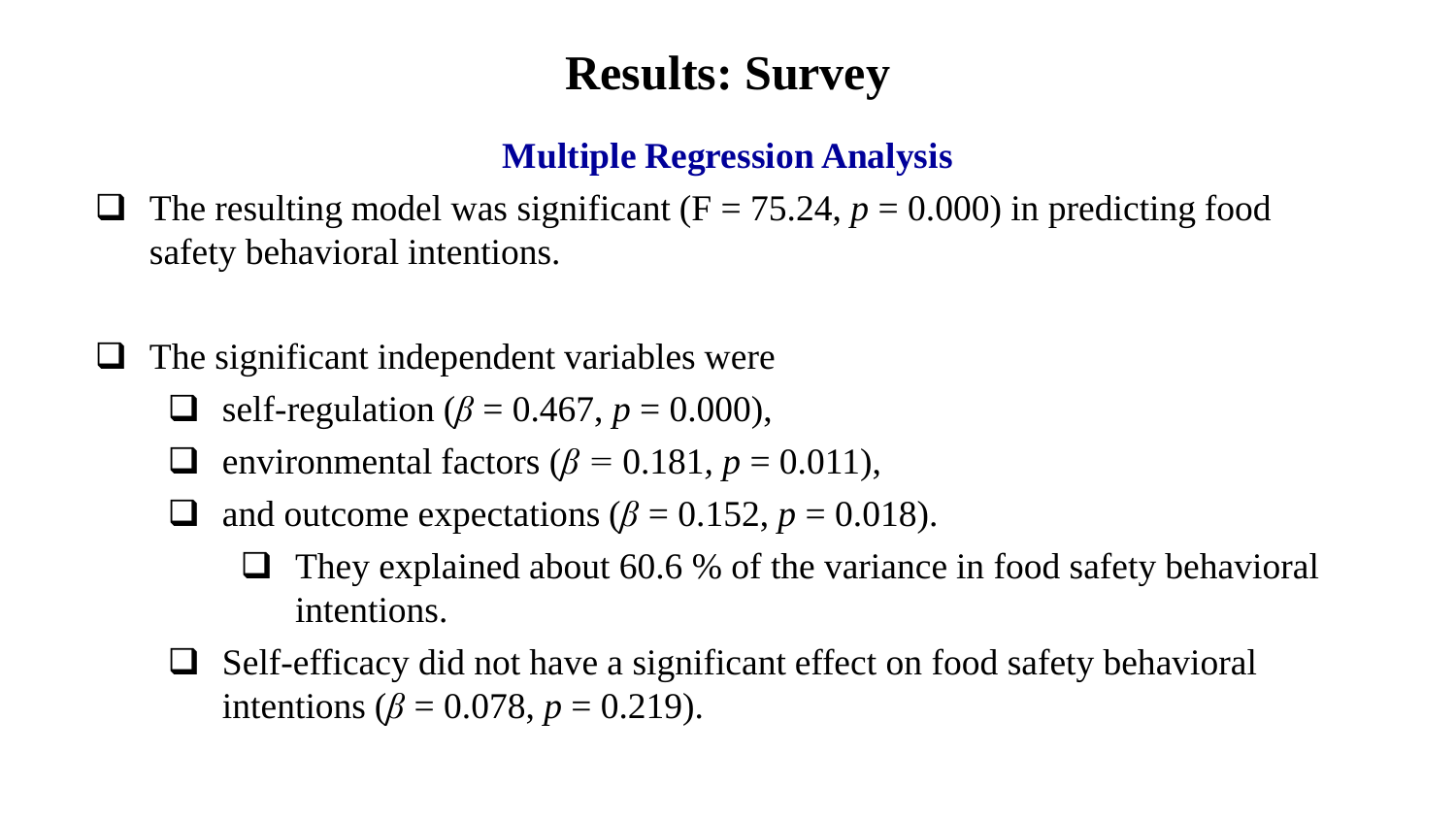# Results: Survey

## Multiple Regression Analysis

- The resulting model was significant ($F = 75.24$, $p = 0.000$) in predicting food safety behavioral intentions.

- The significant independent variables were
  - self-regulation ($\beta = 0.467$, $p = 0.000$),
  - environmental factors ($\beta = 0.181$, $p = 0.011$),
  - and outcome expectations ($\beta = 0.152$, $p = 0.018$).
    - They explained about 60.6 % of the variance in food safety behavioral intentions.
  - Self-efficacy did not have a significant effect on food safety behavioral intentions ($\beta = 0.078$, $p = 0.219$).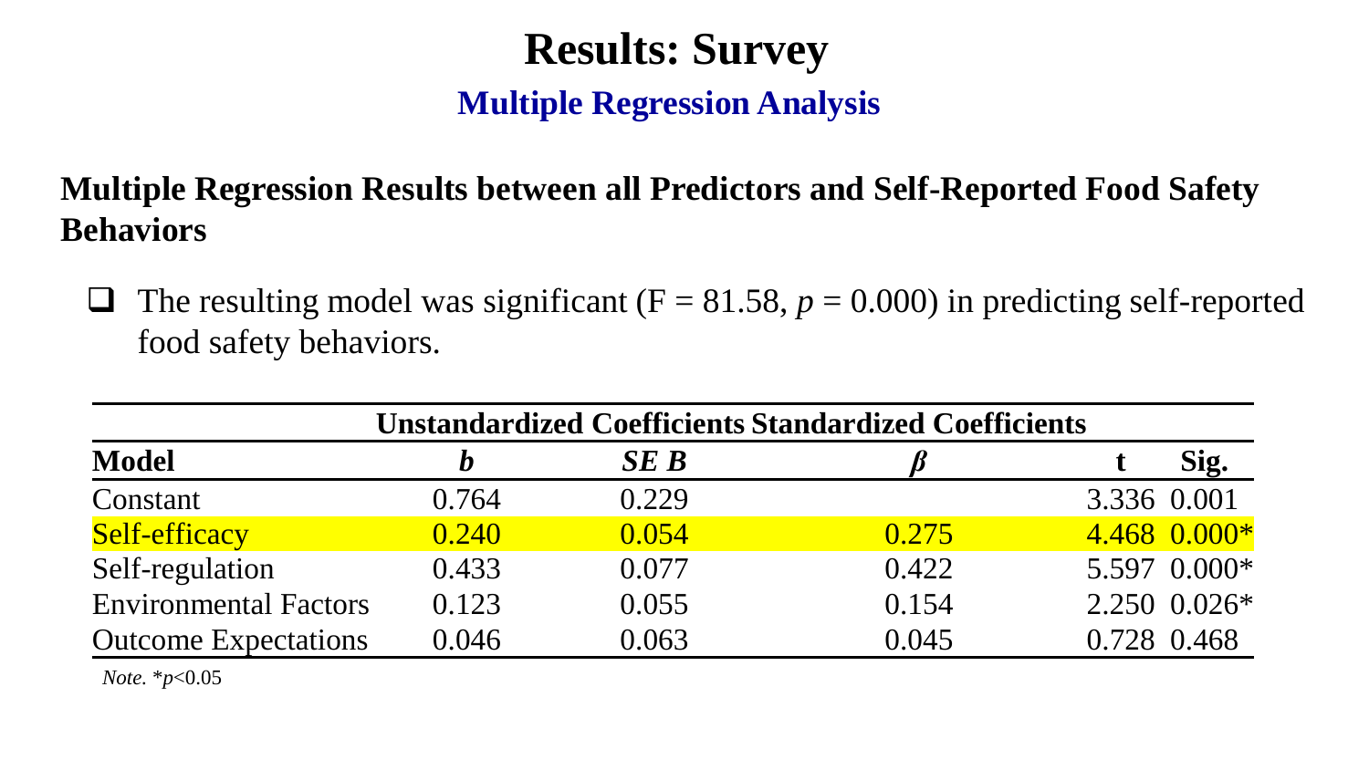# Results: Survey

## Multiple Regression Analysis

**Multiple Regression Results between all Predictors and Self-Reported Food Safety Behaviors**

- The resulting model was significant ($F = 81.58$, $p = 0.000$) in predicting self-reported food safety behaviors.

| | Unstandardized Coefficients | | Standardized Coefficients | | |
|---|---|---|---|---|---|
| **Model** | ***b*** | ***SE B*** | ***β*** | **t** | **Sig.** |
| Constant | 0.764 | 0.229 | | 3.336 | 0.001 |
| Self-efficacy | 0.240 | 0.054 | 0.275 | 4.468 | 0.000* |
| Self-regulation | 0.433 | 0.077 | 0.422 | 5.597 | 0.000* |
| Environmental Factors | 0.123 | 0.055 | 0.154 | 2.250 | 0.026* |
| Outcome Expectations | 0.046 | 0.063 | 0.045 | 0.728 | 0.468 |

*Note.* $^*p<0.05$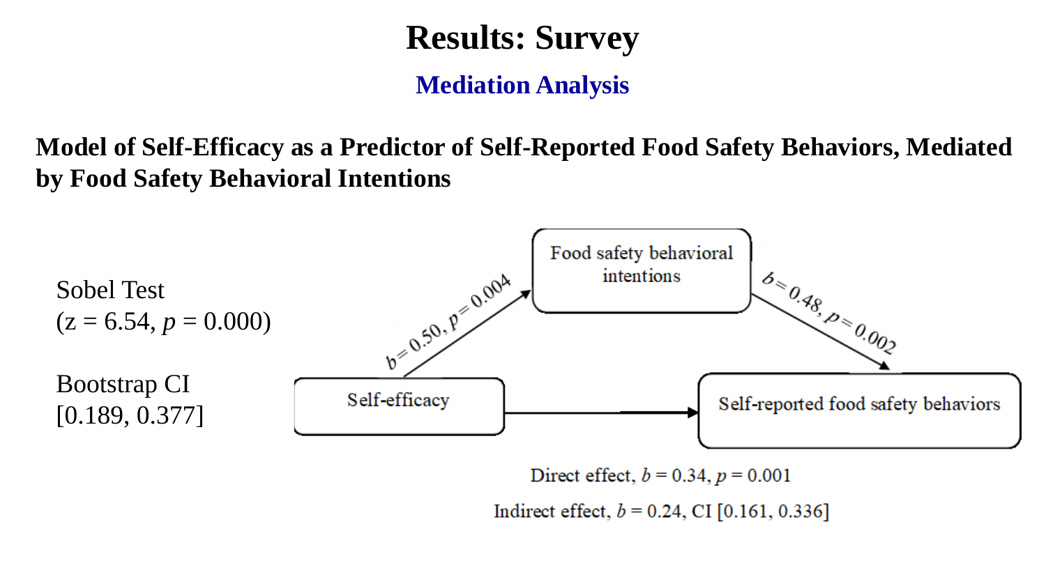# Results: Survey

## Mediation Analysis

**Model of Self-Efficacy as a Predictor of Self-Reported Food Safety Behaviors, Mediated by Food Safety Behavioral Intentions**

Sobel Test
(z = 6.54, $p$ = 0.000)

Bootstrap CI
[0.189, 0.377]

Food safety behavioral intentions

$b = 0.50, p = 0.004$

$b = 0.48, p = 0.002$

Self-efficacy

Self-reported food safety behaviors

Direct effect, $b = 0.34$, $p = 0.001$

Indirect effect, $b = 0.24$, CI [0.161, 0.336]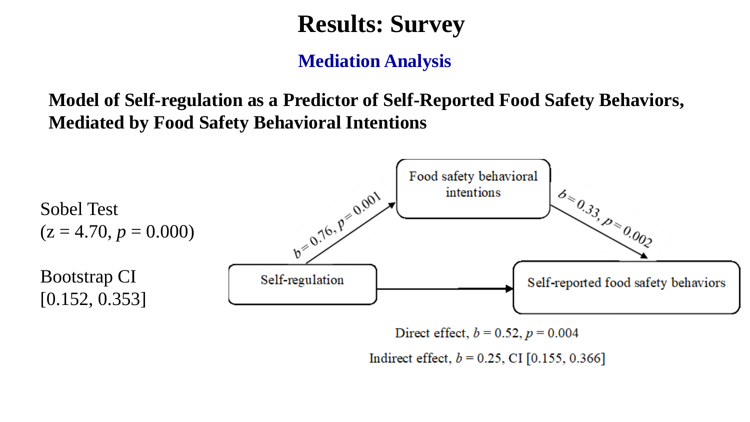# Results: Survey

## Mediation Analysis

**Model of Self-regulation as a Predictor of Self-Reported Food Safety Behaviors, Mediated by Food Safety Behavioral Intentions**

Sobel Test
(z = 4.70, $p$ = 0.000)

Bootstrap CI
[0.152, 0.353]

Food safety behavioral intentions

$b$ = 0.76, $p$ = 0.001

$b$ = 0.33, $p$ = 0.002

Self-regulation

Self-reported food safety behaviors

Direct effect, $b$ = 0.52, $p$ = 0.004

Indirect effect, $b$ = 0.25, CI [0.155, 0.366]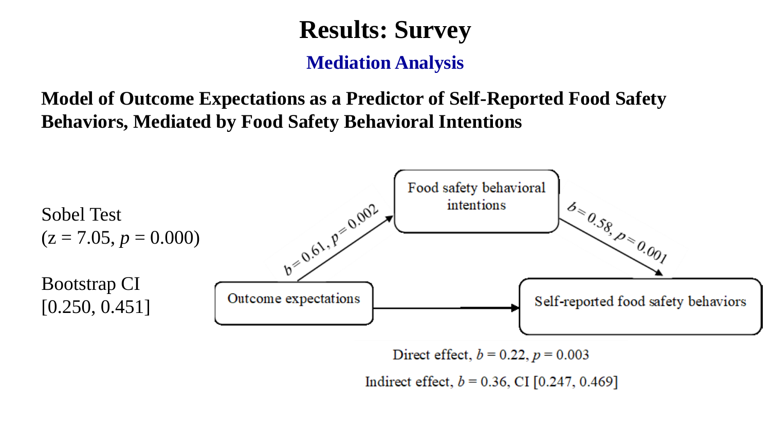# Results: Survey

## Mediation Analysis

**Model of Outcome Expectations as a Predictor of Self-Reported Food Safety Behaviors, Mediated by Food Safety Behavioral Intentions**

Sobel Test
(z = 7.05, $p$ = 0.000)

Bootstrap CI
[0.250, 0.451]

Food safety behavioral intentions

$b$ = 0.61, $p$ = 0.002

$b$ = 0.58, $p$ = 0.001

Outcome expectations

Self-reported food safety behaviors

Direct effect, $b$ = 0.22, $p$ = 0.003

Indirect effect, $b$ = 0.36, CI [0.247, 0.469]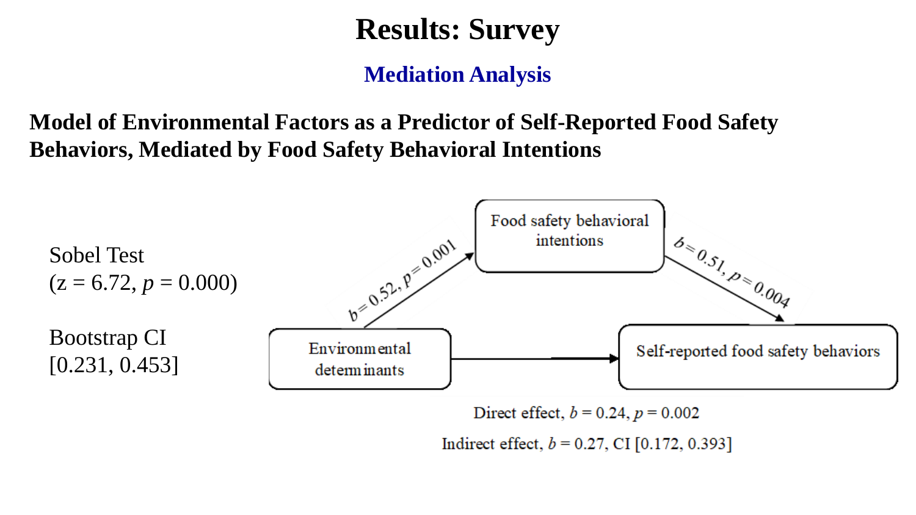# Results: Survey

## Mediation Analysis

**Model of Environmental Factors as a Predictor of Self-Reported Food Safety Behaviors, Mediated by Food Safety Behavioral Intentions**

Sobel Test
(z = 6.72, $p$ = 0.000)

Bootstrap CI
[0.231, 0.453]

Food safety behavioral intentions

$b$ = 0.52, $p$ = 0.001

$b$ = 0.51, $p$ = 0.004

Environmental determinants

Self-reported food safety behaviors

Direct effect, $b$ = 0.24, $p$ = 0.002

Indirect effect, $b$ = 0.27, CI [0.172, 0.393]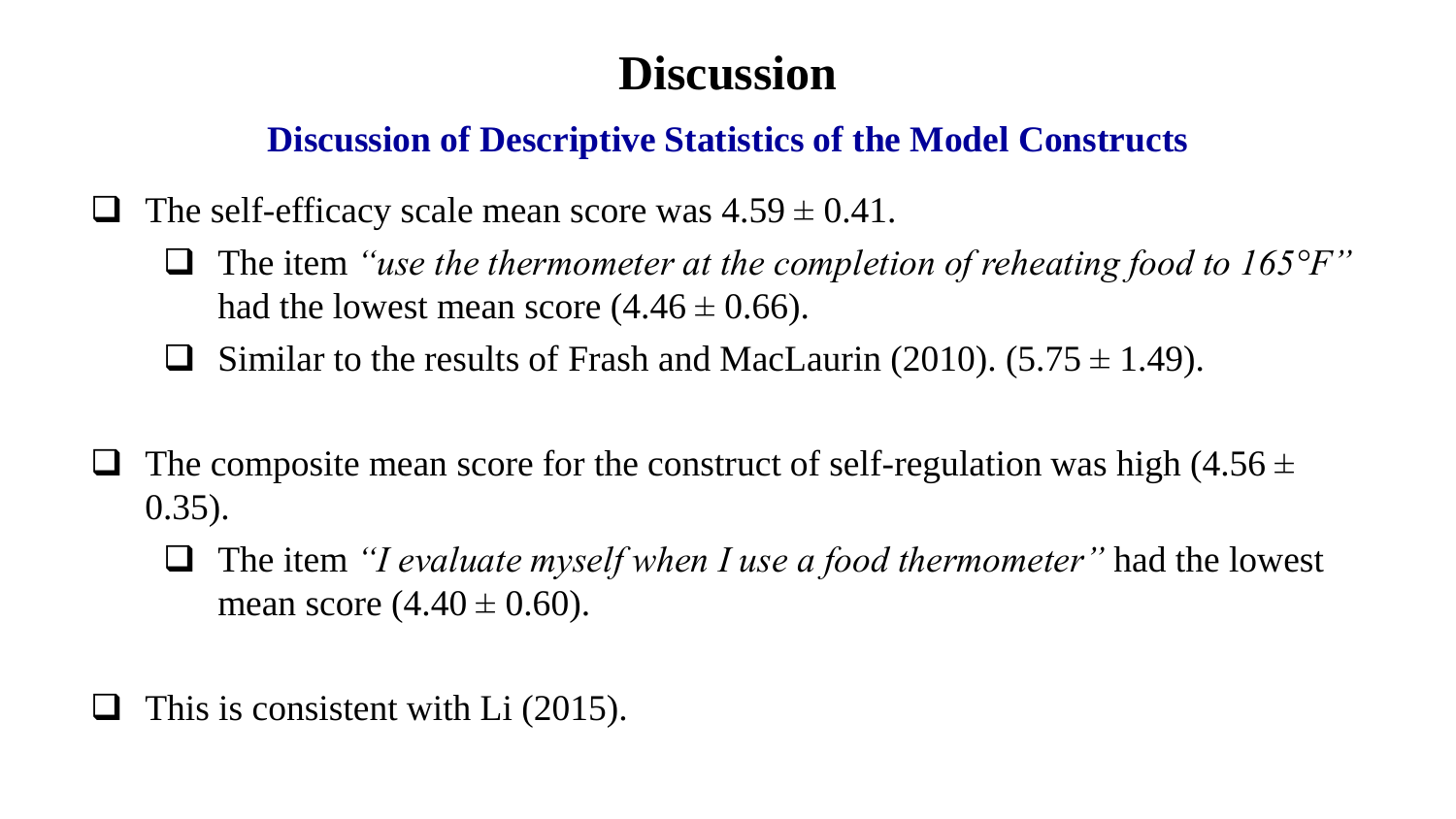# Discussion

## Discussion of Descriptive Statistics of the Model Constructs

- The self-efficacy scale mean score was $4.59 \pm 0.41$.
  - The item *"use the thermometer at the completion of reheating food to 165°F"* had the lowest mean score ($4.46 \pm 0.66$).
  - Similar to the results of Frash and MacLaurin (2010). ($5.75 \pm 1.49$).

- The composite mean score for the construct of self-regulation was high ($4.56 \pm 0.35$).
  - The item *"I evaluate myself when I use a food thermometer"* had the lowest mean score ($4.40 \pm 0.60$).

- This is consistent with Li (2015).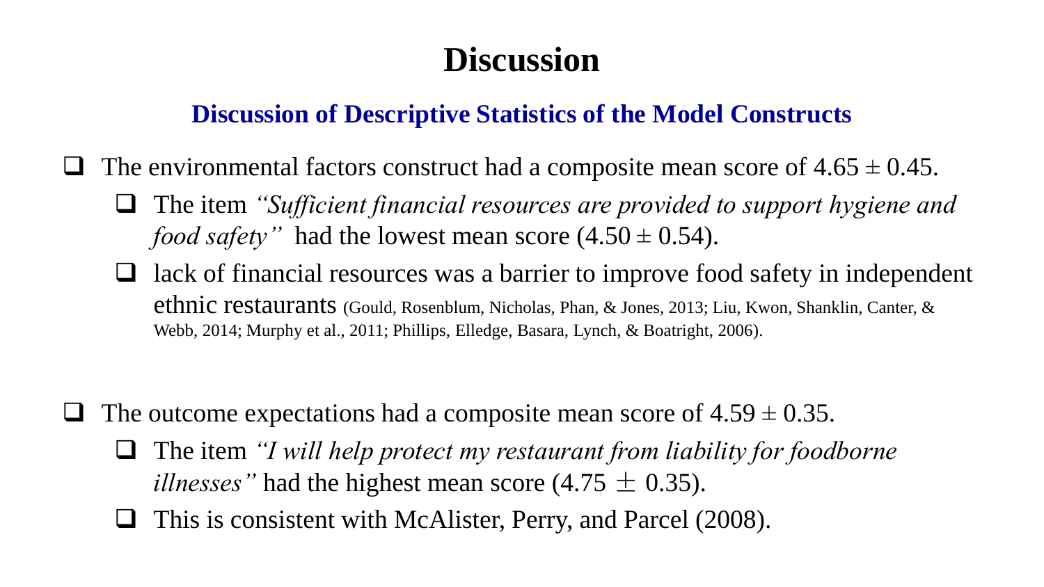# Discussion

## Discussion of Descriptive Statistics of the Model Constructs

- The environmental factors construct had a composite mean score of $4.65 \pm 0.45$.
  - The item *"Sufficient financial resources are provided to support hygiene and food safety"* had the lowest mean score ($4.50 \pm 0.54$).
  - lack of financial resources was a barrier to improve food safety in independent ethnic restaurants (Gould, Rosenblum, Nicholas, Phan, & Jones, 2013; Liu, Kwon, Shanklin, Canter, & Webb, 2014; Murphy et al., 2011; Phillips, Elledge, Basara, Lynch, & Boatright, 2006).

- The outcome expectations had a composite mean score of $4.59 \pm 0.35$.
  - The item *"I will help protect my restaurant from liability for foodborne illnesses"* had the highest mean score ($4.75 \pm 0.35$).
  - This is consistent with McAlister, Perry, and Parcel (2008).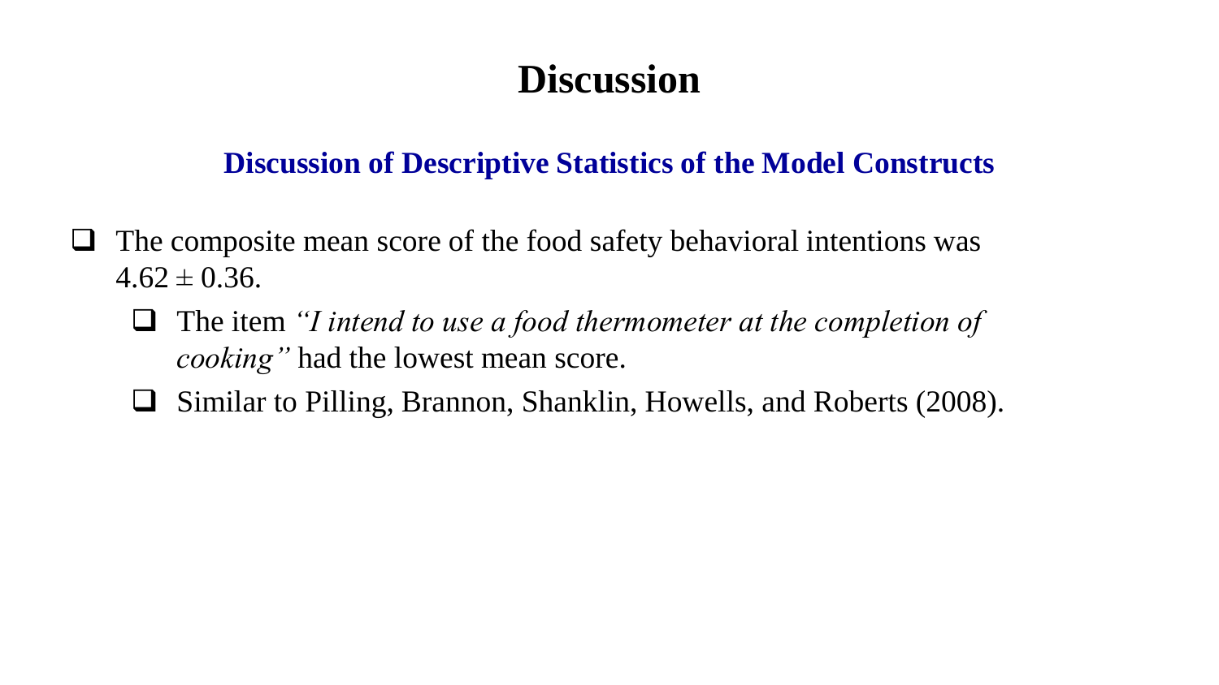# Discussion

## Discussion of Descriptive Statistics of the Model Constructs

- The composite mean score of the food safety behavioral intentions was $4.62 \pm 0.36$.
  - The item *"I intend to use a food thermometer at the completion of cooking"* had the lowest mean score.
  - Similar to Pilling, Brannon, Shanklin, Howells, and Roberts (2008).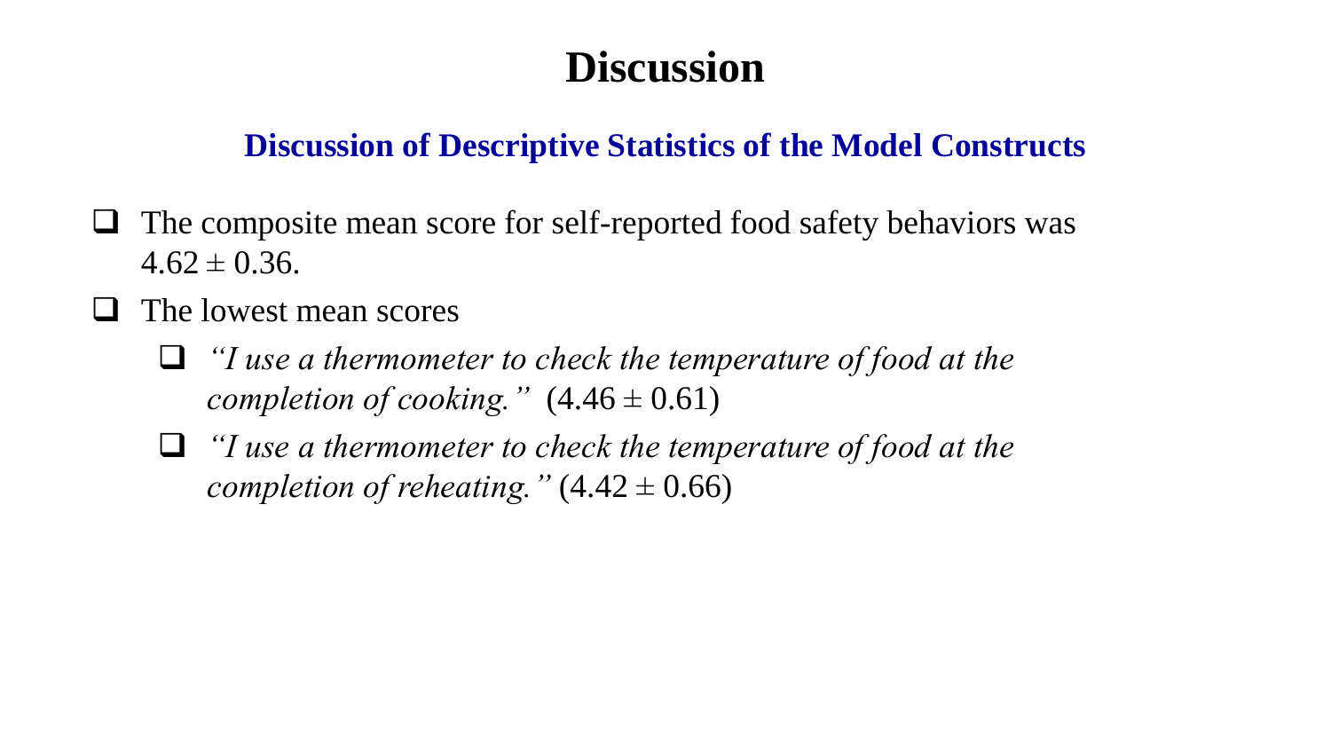# Discussion

## Discussion of Descriptive Statistics of the Model Constructs

- The composite mean score for self-reported food safety behaviors was $4.62 \pm 0.36$.
- The lowest mean scores
  - *"I use a thermometer to check the temperature of food at the completion of cooking."* ($4.46 \pm 0.61$)
  - *"I use a thermometer to check the temperature of food at the completion of reheating."* ($4.42 \pm 0.66$)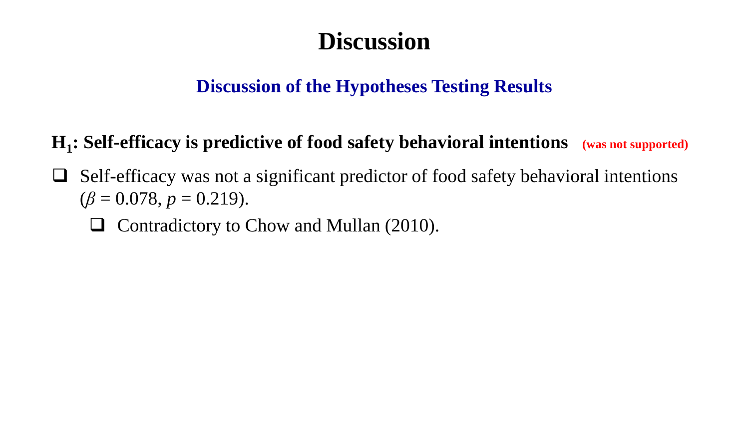# Discussion

## Discussion of the Hypotheses Testing Results

**$H_1$: Self-efficacy is predictive of food safety behavioral intentions** **(was not supported)**

- Self-efficacy was not a significant predictor of food safety behavioral intentions ($\beta = 0.078$, $p = 0.219$).
  - Contradictory to Chow and Mullan (2010).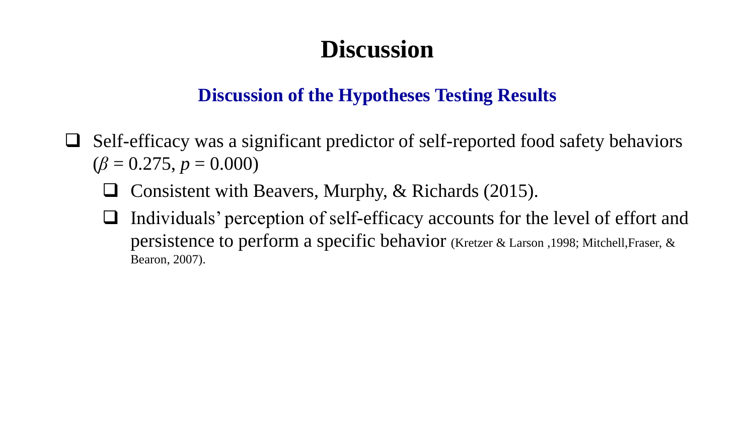# Discussion

## Discussion of the Hypotheses Testing Results

- Self-efficacy was a significant predictor of self-reported food safety behaviors ($\beta = 0.275$, $p = 0.000$)
  - Consistent with Beavers, Murphy, & Richards (2015).
  - Individuals' perception of self-efficacy accounts for the level of effort and persistence to perform a specific behavior (Kretzer & Larson ,1998; Mitchell,Fraser, & Bearon, 2007).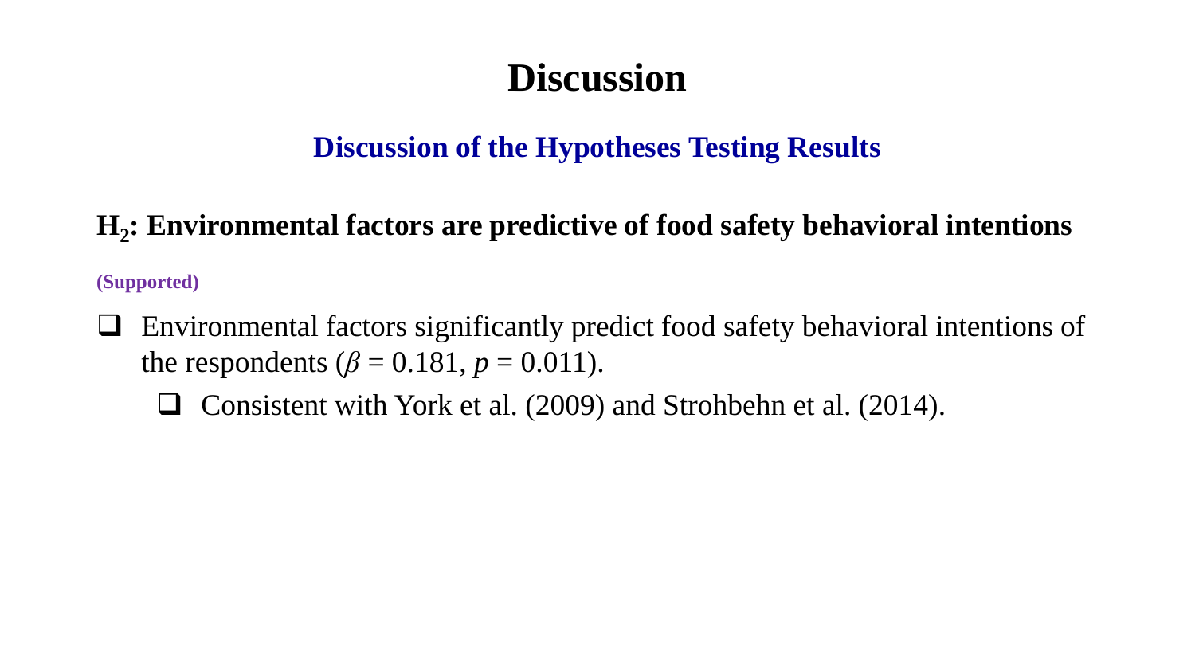# Discussion

## Discussion of the Hypotheses Testing Results

**$H_2$: Environmental factors are predictive of food safety behavioral intentions**

**(Supported)**

- Environmental factors significantly predict food safety behavioral intentions of the respondents ($\beta = 0.181$, $p = 0.011$).
  - Consistent with York et al. (2009) and Strohbehn et al. (2014).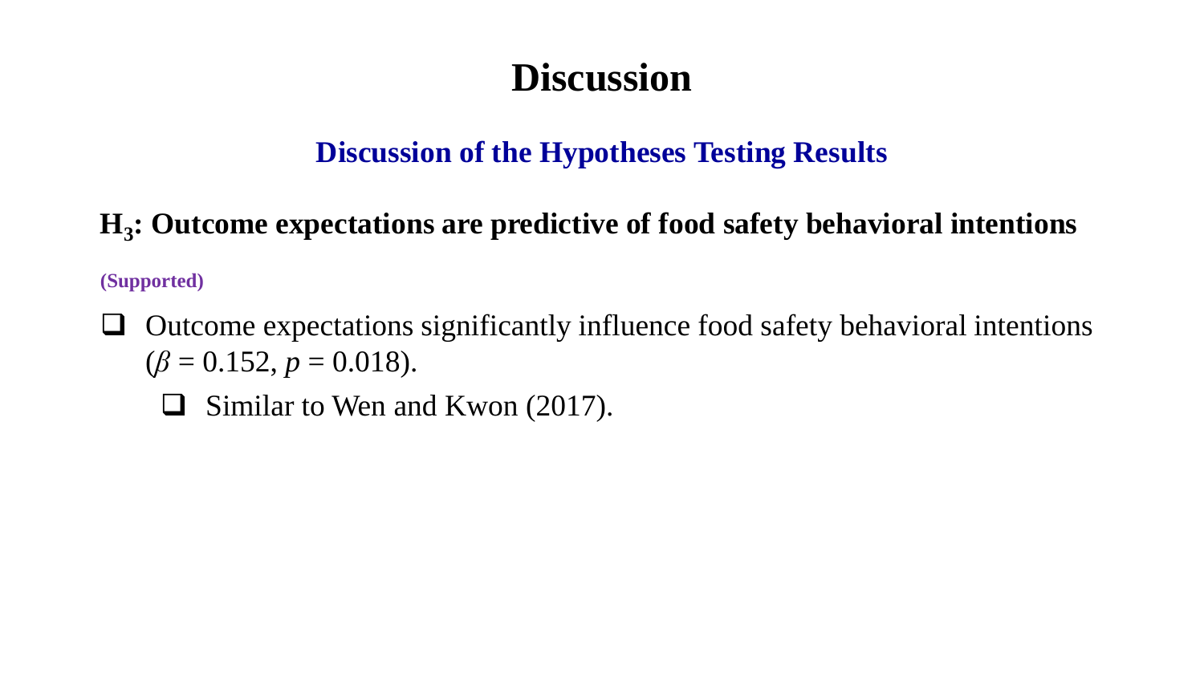# Discussion

## Discussion of the Hypotheses Testing Results

### $H_3$: Outcome expectations are predictive of food safety behavioral intentions

**(Supported)**

- Outcome expectations significantly influence food safety behavioral intentions ($\beta = 0.152$, $p = 0.018$).
    - Similar to Wen and Kwon (2017).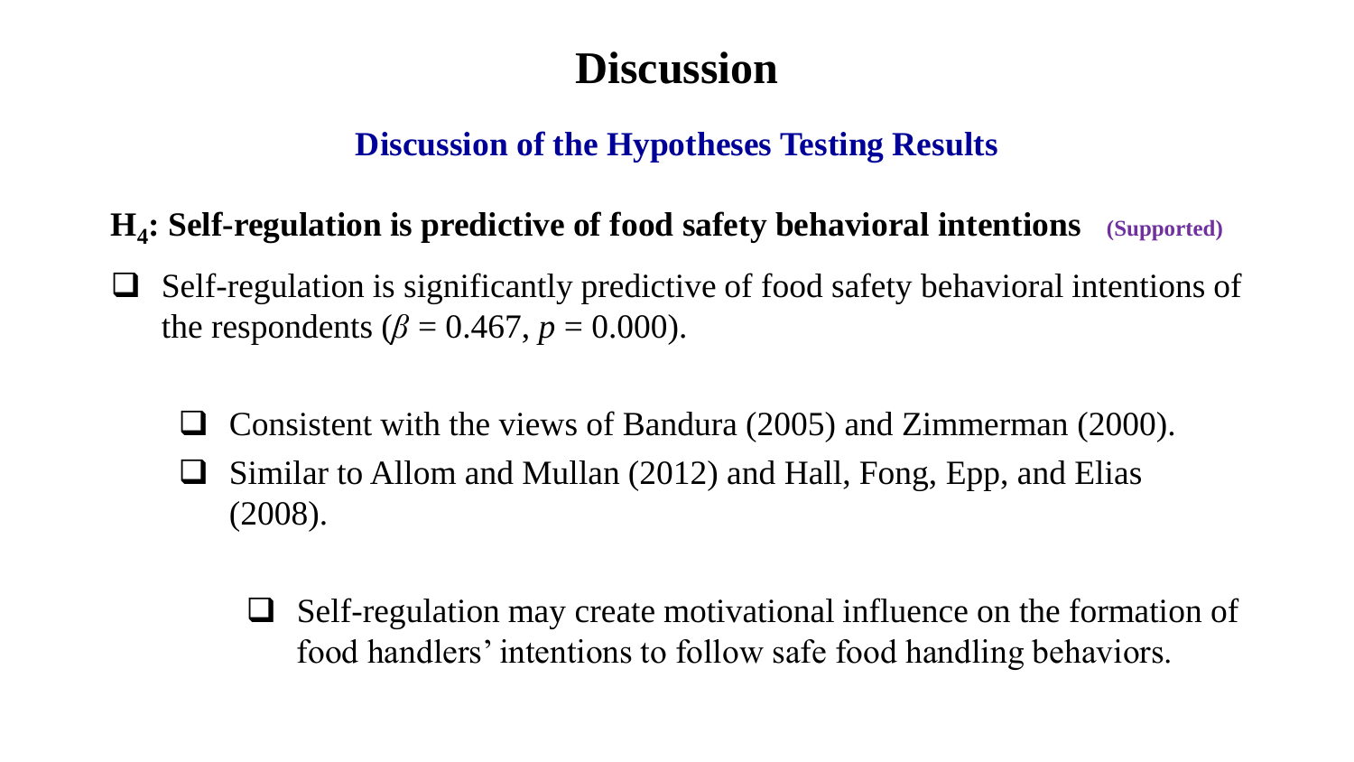# Discussion

## Discussion of the Hypotheses Testing Results

**$H_4$: Self-regulation is predictive of food safety behavioral intentions** **(Supported)**

- Self-regulation is significantly predictive of food safety behavioral intentions of the respondents ($\beta = 0.467$, $p = 0.000$).
  - Consistent with the views of Bandura (2005) and Zimmerman (2000).
  - Similar to Allom and Mullan (2012) and Hall, Fong, Epp, and Elias (2008).
    - Self-regulation may create motivational influence on the formation of food handlers' intentions to follow safe food handling behaviors.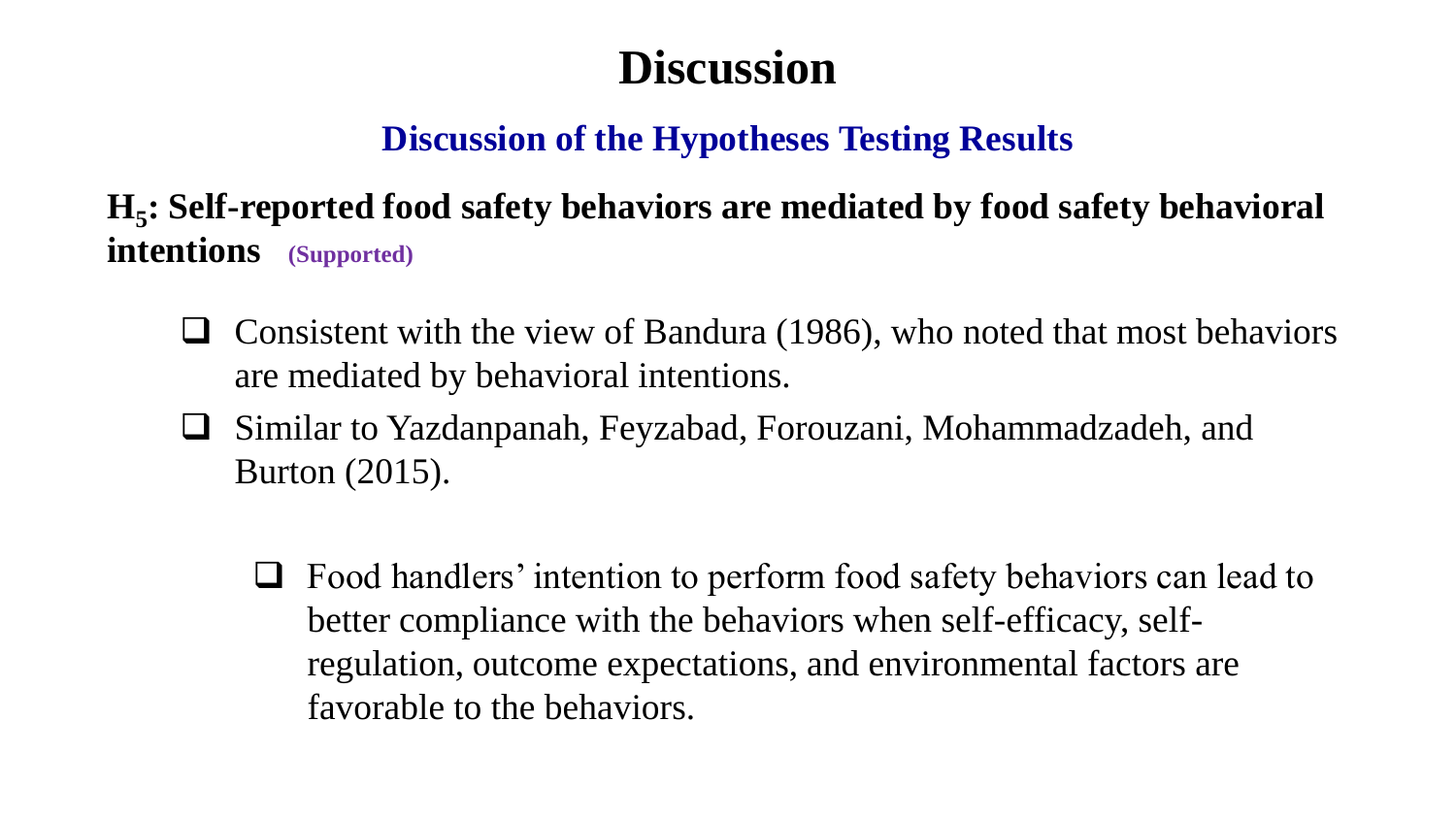# Discussion

## Discussion of the Hypotheses Testing Results

**$H_5$: Self-reported food safety behaviors are mediated by food safety behavioral intentions** **(Supported)**

- Consistent with the view of Bandura (1986), who noted that most behaviors are mediated by behavioral intentions.
- Similar to Yazdanpanah, Feyzabad, Forouzani, Mohammadzadeh, and Burton (2015).

    - Food handlers' intention to perform food safety behaviors can lead to better compliance with the behaviors when self-efficacy, self-regulation, outcome expectations, and environmental factors are favorable to the behaviors.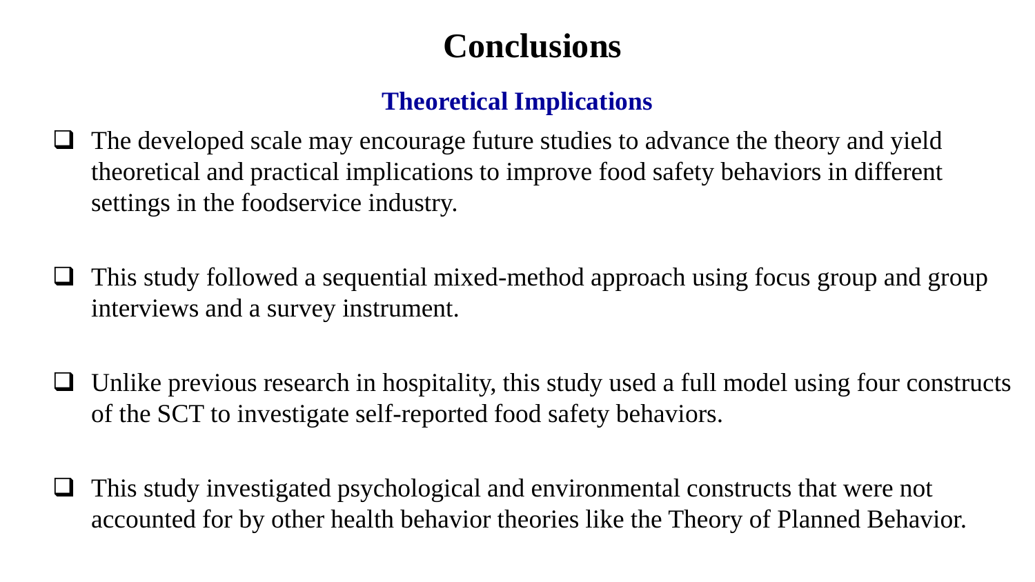# Conclusions

## Theoretical Implications

- The developed scale may encourage future studies to advance the theory and yield theoretical and practical implications to improve food safety behaviors in different settings in the foodservice industry.

- This study followed a sequential mixed-method approach using focus group and group interviews and a survey instrument.

- Unlike previous research in hospitality, this study used a full model using four constructs of the SCT to investigate self-reported food safety behaviors.

- This study investigated psychological and environmental constructs that were not accounted for by other health behavior theories like the Theory of Planned Behavior.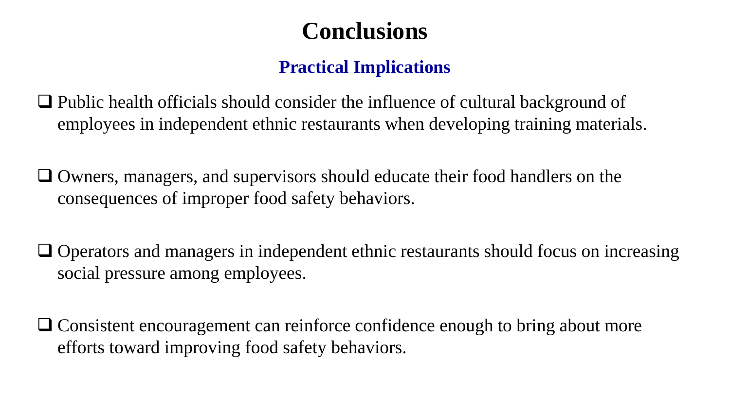# Conclusions

## Practical Implications

- Public health officials should consider the influence of cultural background of employees in independent ethnic restaurants when developing training materials.

- Owners, managers, and supervisors should educate their food handlers on the consequences of improper food safety behaviors.

- Operators and managers in independent ethnic restaurants should focus on increasing social pressure among employees.

- Consistent encouragement can reinforce confidence enough to bring about more efforts toward improving food safety behaviors.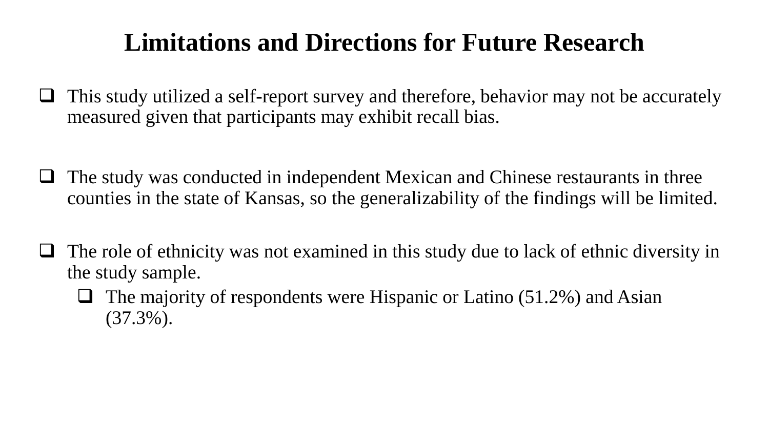# Limitations and Directions for Future Research

- This study utilized a self-report survey and therefore, behavior may not be accurately measured given that participants may exhibit recall bias.

- The study was conducted in independent Mexican and Chinese restaurants in three counties in the state of Kansas, so the generalizability of the findings will be limited.

- The role of ethnicity was not examined in this study due to lack of ethnic diversity in the study sample.
  - The majority of respondents were Hispanic or Latino (51.2%) and Asian (37.3%).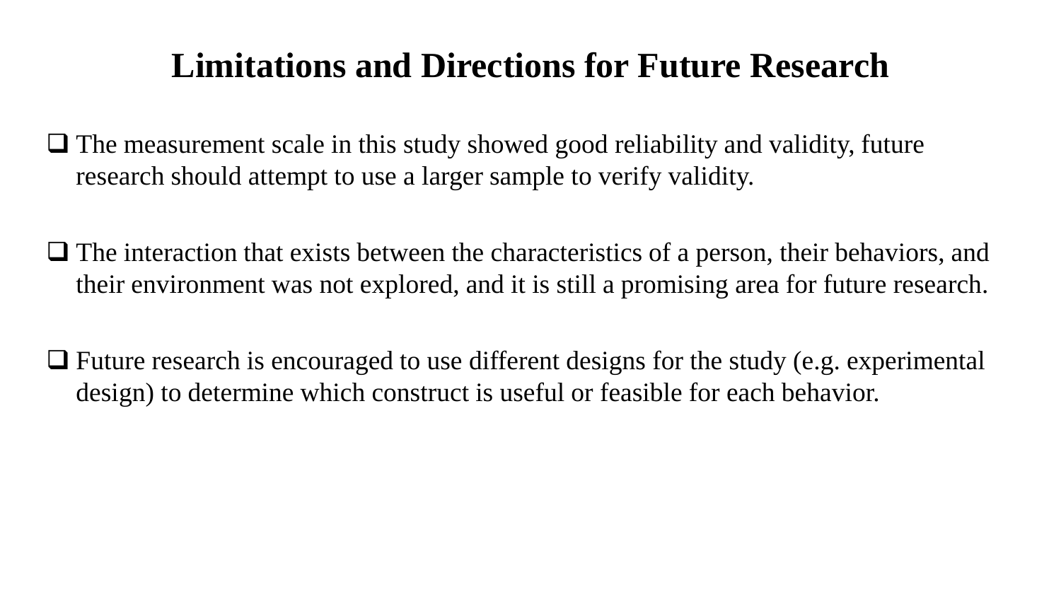# Limitations and Directions for Future Research

- The measurement scale in this study showed good reliability and validity, future research should attempt to use a larger sample to verify validity.

- The interaction that exists between the characteristics of a person, their behaviors, and their environment was not explored, and it is still a promising area for future research.

- Future research is encouraged to use different designs for the study (e.g. experimental design) to determine which construct is useful or feasible for each behavior.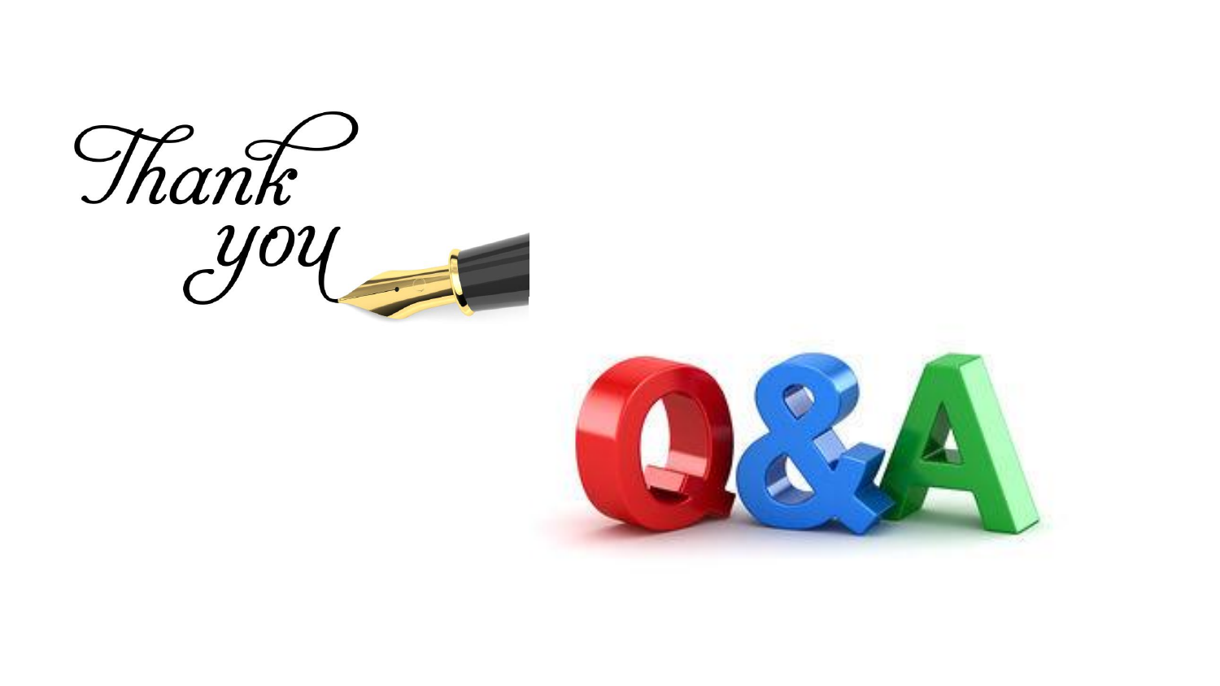Thank you

Q&A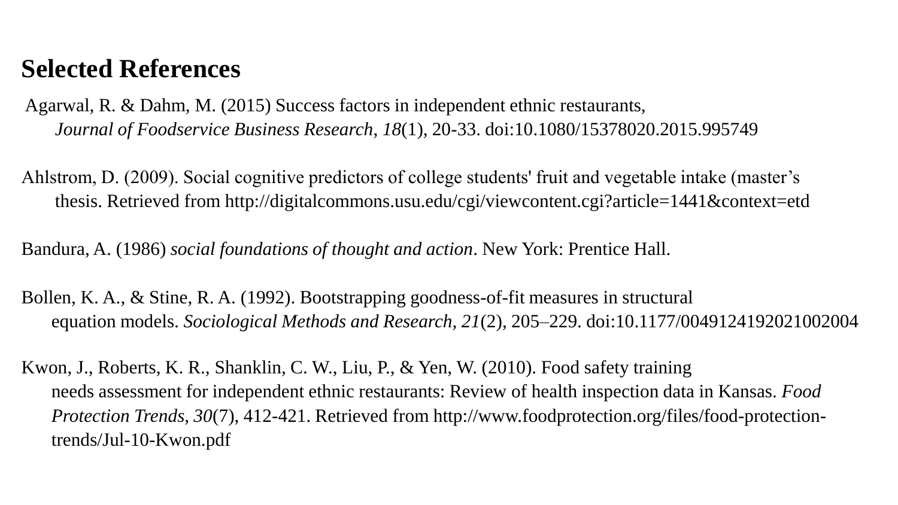## Selected References

Agarwal, R. & Dahm, M. (2015) Success factors in independent ethnic restaurants, *Journal of Foodservice Business Research*, *18*(1), 20-33. doi:10.1080/15378020.2015.995749

Ahlstrom, D. (2009). Social cognitive predictors of college students' fruit and vegetable intake (master's thesis. Retrieved from http://digitalcommons.usu.edu/cgi/viewcontent.cgi?article=1441&context=etd

Bandura, A. (1986) *social foundations of thought and action*. New York: Prentice Hall.

Bollen, K. A., & Stine, R. A. (1992). Bootstrapping goodness-of-fit measures in structural equation models. *Sociological Methods and Research, 21*(2), 205–229. doi:10.1177/0049124192021002004

Kwon, J., Roberts, K. R., Shanklin, C. W., Liu, P., & Yen, W. (2010). Food safety training needs assessment for independent ethnic restaurants: Review of health inspection data in Kansas. *Food Protection Trends, 30*(7), 412-421. Retrieved from http://www.foodprotection.org/files/food-protection-trends/Jul-10-Kwon.pdf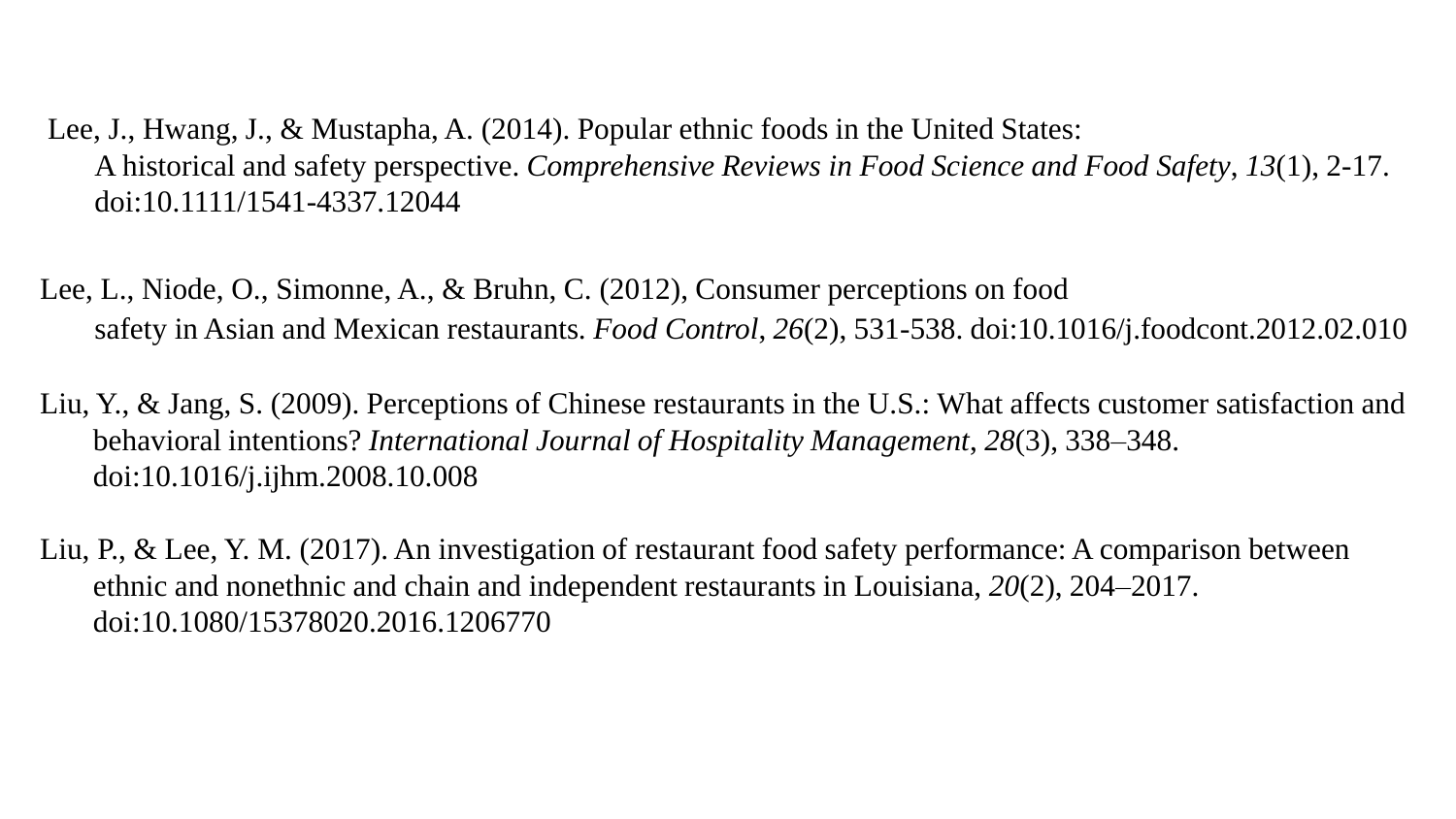Lee, J., Hwang, J., & Mustapha, A. (2014). Popular ethnic foods in the United States: A historical and safety perspective. *Comprehensive Reviews in Food Science and Food Safety*, *13*(1), 2-17. doi:10.1111/1541-4337.12044

Lee, L., Niode, O., Simonne, A., & Bruhn, C. (2012), Consumer perceptions on food safety in Asian and Mexican restaurants. *Food Control*, *26*(2), 531-538. doi:10.1016/j.foodcont.2012.02.010

Liu, Y., & Jang, S. (2009). Perceptions of Chinese restaurants in the U.S.: What affects customer satisfaction and behavioral intentions? *International Journal of Hospitality Management*, *28*(3), 338–348. doi:10.1016/j.ijhm.2008.10.008

Liu, P., & Lee, Y. M. (2017). An investigation of restaurant food safety performance: A comparison between ethnic and nonethnic and chain and independent restaurants in Louisiana, *20*(2), 204–2017. doi:10.1080/15378020.2016.1206770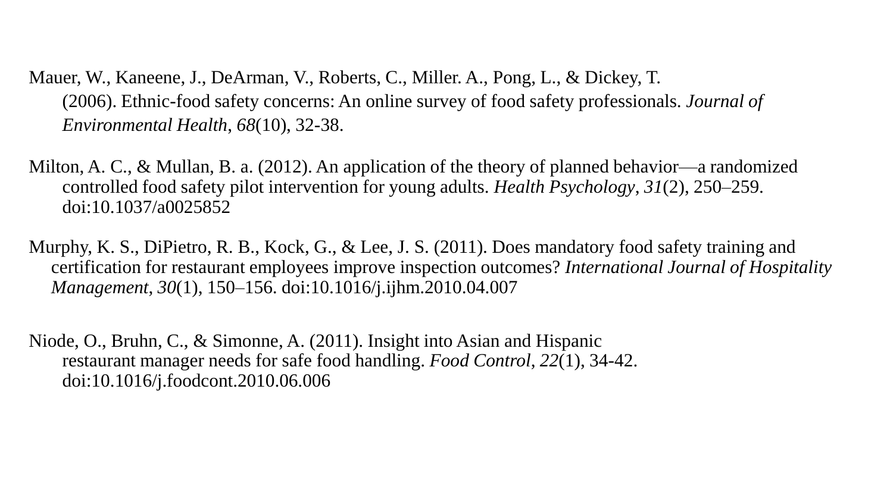Mauer, W., Kaneene, J., DeArman, V., Roberts, C., Miller. A., Pong, L., & Dickey, T. (2006). Ethnic-food safety concerns: An online survey of food safety professionals. *Journal of Environmental Health*, *68*(10), 32-38.

Milton, A. C., & Mullan, B. a. (2012). An application of the theory of planned behavior—a randomized controlled food safety pilot intervention for young adults. *Health Psychology*, *31*(2), 250–259. doi:10.1037/a0025852

Murphy, K. S., DiPietro, R. B., Kock, G., & Lee, J. S. (2011). Does mandatory food safety training and certification for restaurant employees improve inspection outcomes? *International Journal of Hospitality Management*, *30*(1), 150–156. doi:10.1016/j.ijhm.2010.04.007

Niode, O., Bruhn, C., & Simonne, A. (2011). Insight into Asian and Hispanic restaurant manager needs for safe food handling. *Food Control*, *22*(1), 34-42. doi:10.1016/j.foodcont.2010.06.006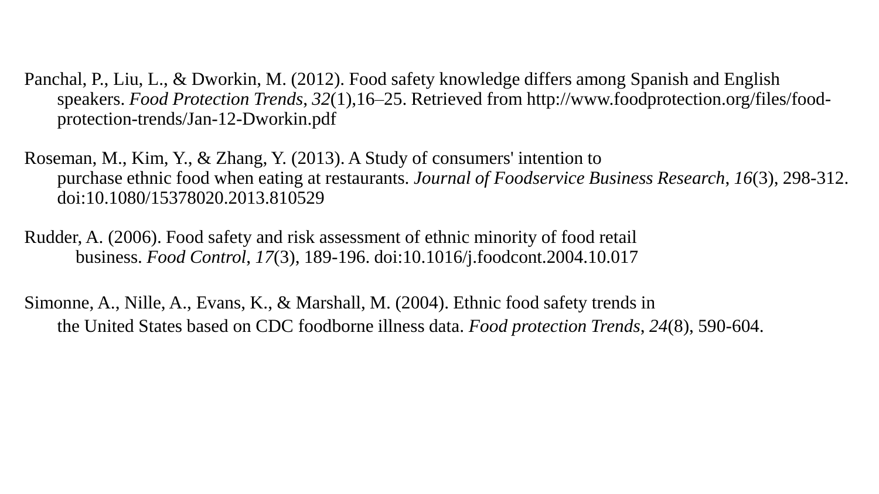Panchal, P., Liu, L., & Dworkin, M. (2012). Food safety knowledge differs among Spanish and English speakers. *Food Protection Trends*, *32*(1),16–25. Retrieved from http://www.foodprotection.org/files/food-protection-trends/Jan-12-Dworkin.pdf

Roseman, M., Kim, Y., & Zhang, Y. (2013). A Study of consumers' intention to purchase ethnic food when eating at restaurants. *Journal of Foodservice Business Research*, *16*(3), 298-312. doi:10.1080/15378020.2013.810529

Rudder, A. (2006). Food safety and risk assessment of ethnic minority of food retail business. *Food Control*, *17*(3), 189-196. doi:10.1016/j.foodcont.2004.10.017

Simonne, A., Nille, A., Evans, K., & Marshall, M. (2004). Ethnic food safety trends in the United States based on CDC foodborne illness data. *Food protection Trends*, *24*(8), 590-604.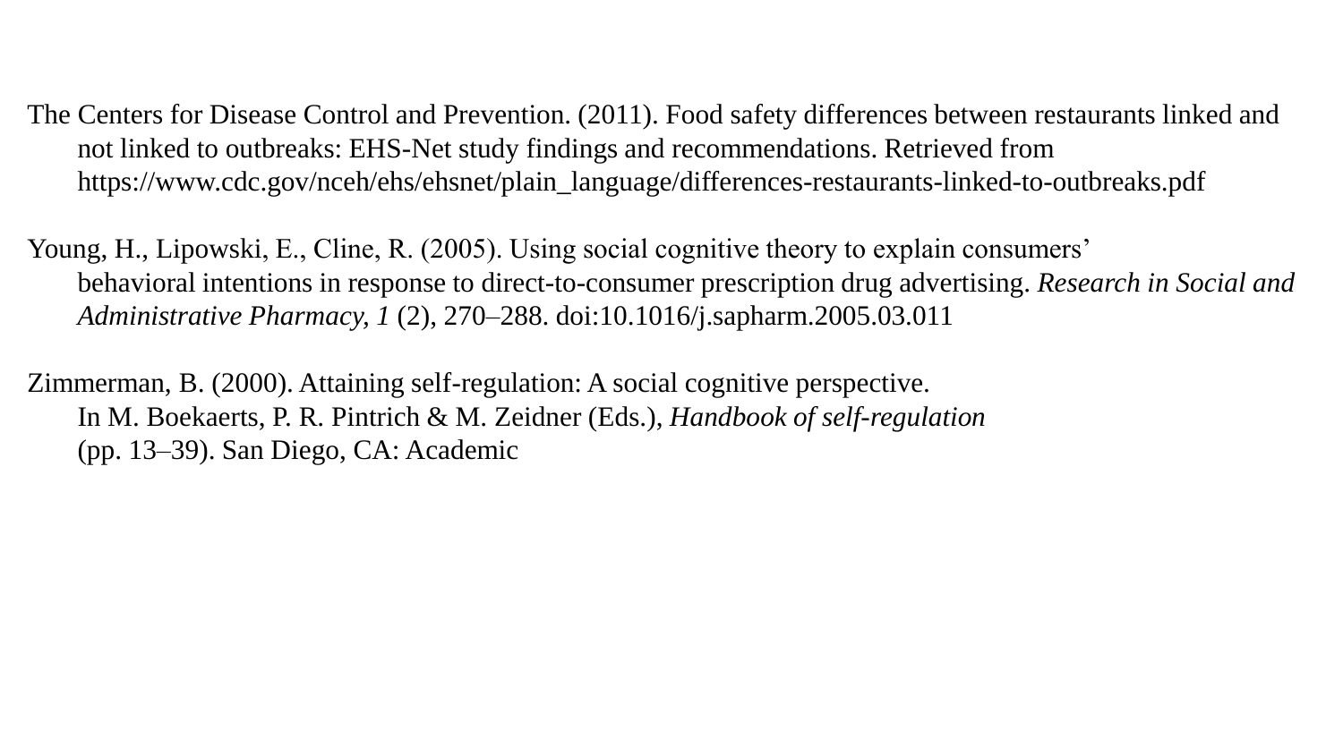The Centers for Disease Control and Prevention. (2011). Food safety differences between restaurants linked and not linked to outbreaks: EHS-Net study findings and recommendations. Retrieved from https://www.cdc.gov/nceh/ehs/ehsnet/plain_language/differences-restaurants-linked-to-outbreaks.pdf

Young, H., Lipowski, E., Cline, R. (2005). Using social cognitive theory to explain consumers' behavioral intentions in response to direct-to-consumer prescription drug advertising. *Research in Social and Administrative Pharmacy, 1* (2), 270–288. doi:10.1016/j.sapharm.2005.03.011

Zimmerman, B. (2000). Attaining self-regulation: A social cognitive perspective. In M. Boekaerts, P. R. Pintrich & M. Zeidner (Eds.), *Handbook of self-regulation* (pp. 13–39). San Diego, CA: Academic